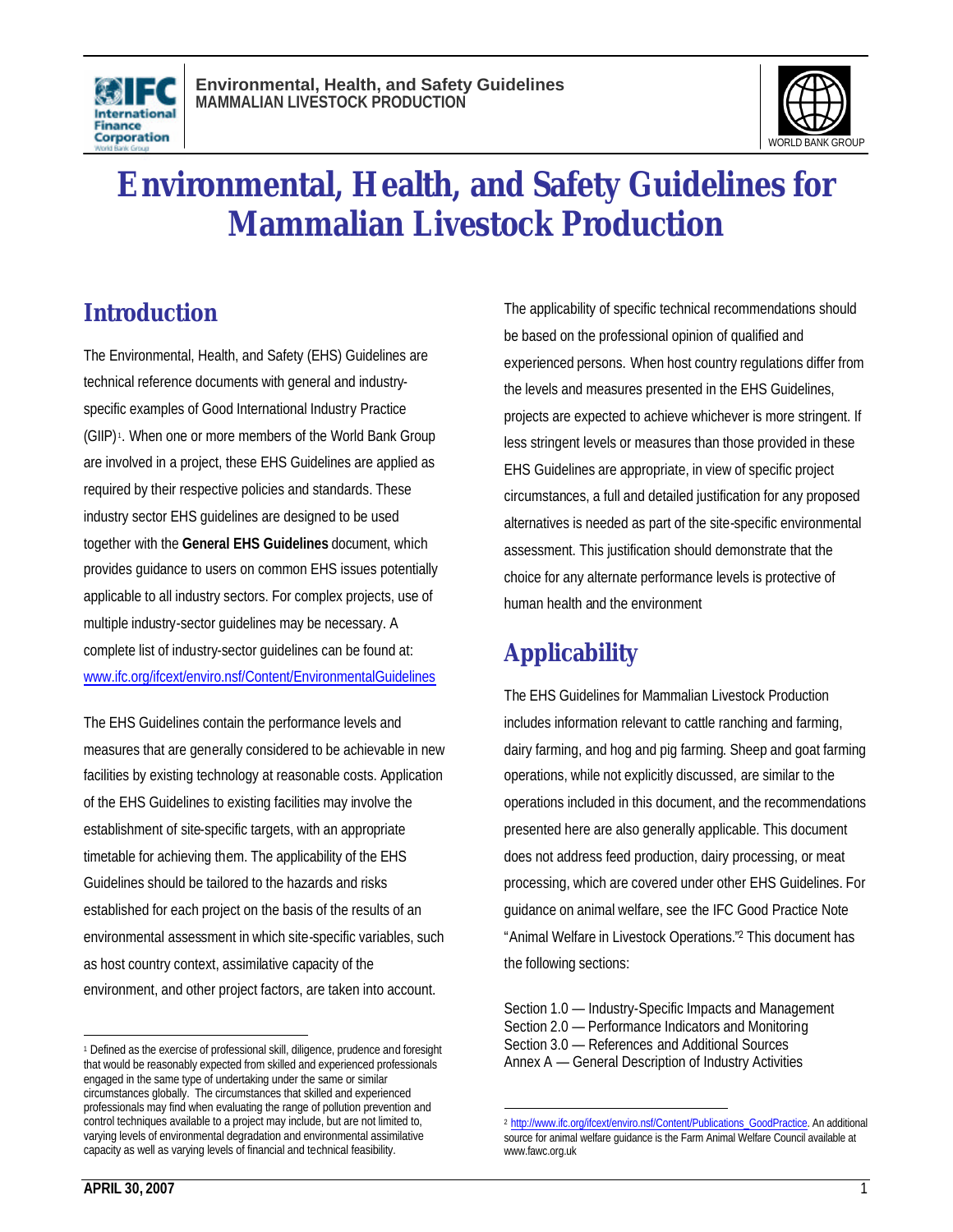# Environmental, Health, and Safety Guidelines for Mammalian Livestock Production

## Introduction

The Environmental, Health, and Safety (EHS) Guidelines are technical reference documents with general and industry-specific examples of Good International Industry Practice (GIIP)[1]. When one or more members of the World Bank Group are involved in a project, these EHS Guidelines are applied as required by their respective policies and standards. These industry sector EHS guidelines are designed to be used together with the **General EHS Guidelines** document, which provides guidance to users on common EHS issues potentially applicable to all industry sectors. For complex projects, use of multiple industry-sector guidelines may be necessary. A complete list of industry-sector guidelines can be found at: www.ifc.org/ifcext/enviro.nsf/Content/EnvironmentalGuidelines

The EHS Guidelines contain the performance levels and measures that are generally considered to be achievable in new facilities by existing technology at reasonable costs. Application of the EHS Guidelines to existing facilities may involve the establishment of site-specific targets, with an appropriate timetable for achieving them. The applicability of the EHS Guidelines should be tailored to the hazards and risks established for each project on the basis of the results of an environmental assessment in which site-specific variables, such as host country context, assimilative capacity of the environment, and other project factors, are taken into account.

The applicability of specific technical recommendations should be based on the professional opinion of qualified and experienced persons. When host country regulations differ from the levels and measures presented in the EHS Guidelines, projects are expected to achieve whichever is more stringent. If less stringent levels or measures than those provided in these EHS Guidelines are appropriate, in view of specific project circumstances, a full and detailed justification for any proposed alternatives is needed as part of the site-specific environmental assessment. This justification should demonstrate that the choice for any alternate performance levels is protective of human health and the environment

## Applicability

The EHS Guidelines for Mammalian Livestock Production includes information relevant to cattle ranching and farming, dairy farming, and hog and pig farming. Sheep and goat farming operations, while not explicitly discussed, are similar to the operations included in this document, and the recommendations presented here are also generally applicable. This document does not address feed production, dairy processing, or meat processing, which are covered under other EHS Guidelines. For guidance on animal welfare, see the IFC Good Practice Note "Animal Welfare in Livestock Operations."[2] This document has the following sections:

Section 1.0 — Industry-Specific Impacts and Management
Section 2.0 — Performance Indicators and Monitoring
Section 3.0 — References and Additional Sources
Annex A — General Description of Industry Activities

[1] Defined as the exercise of professional skill, diligence, prudence and foresight that would be reasonably expected from skilled and experienced professionals engaged in the same type of undertaking under the same or similar circumstances globally. The circumstances that skilled and experienced professionals may find when evaluating the range of pollution prevention and control techniques available to a project may include, but are not limited to, varying levels of environmental degradation and environmental assimilative capacity as well as varying levels of financial and technical feasibility.

[2] http://www.ifc.org/ifcext/enviro.nsf/Content/Publications_GoodPractice. An additional source for animal welfare guidance is the Farm Animal Welfare Council available at www.fawc.org.uk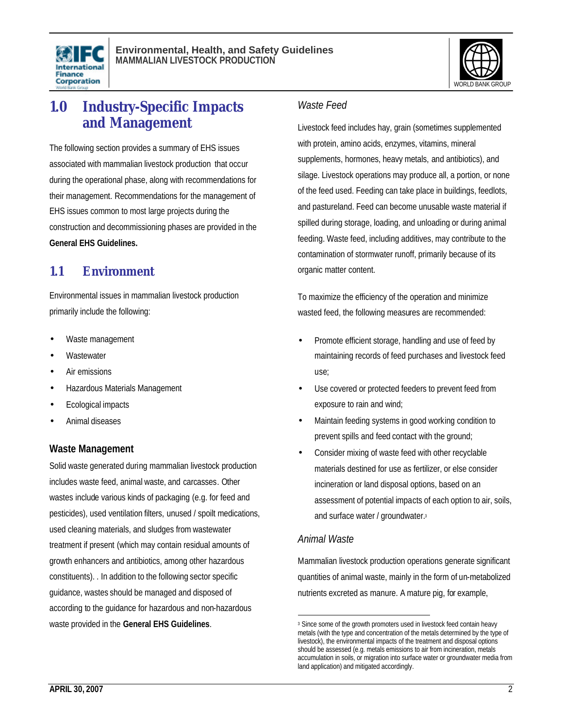# 1.0 Industry-Specific Impacts and Management

The following section provides a summary of EHS issues associated with mammalian livestock production that occur during the operational phase, along with recommendations for their management. Recommendations for the management of EHS issues common to most large projects during the construction and decommissioning phases are provided in the **General EHS Guidelines.**

## 1.1 Environment

Environmental issues in mammalian livestock production primarily include the following:

- Waste management
- Wastewater
- Air emissions
- Hazardous Materials Management
- Ecological impacts
- Animal diseases

### Waste Management

Solid waste generated during mammalian livestock production includes waste feed, animal waste, and carcasses. Other wastes include various kinds of packaging (e.g. for feed and pesticides), used ventilation filters, unused / spoilt medications, used cleaning materials, and sludges from wastewater treatment if present (which may contain residual amounts of growth enhancers and antibiotics, among other hazardous constituents). . In addition to the following sector specific guidance, wastes should be managed and disposed of according to the guidance for hazardous and non-hazardous waste provided in the **General EHS Guidelines**.

#### *Waste Feed*

Livestock feed includes hay, grain (sometimes supplemented with protein, amino acids, enzymes, vitamins, mineral supplements, hormones, heavy metals, and antibiotics), and silage. Livestock operations may produce all, a portion, or none of the feed used. Feeding can take place in buildings, feedlots, and pastureland. Feed can become unusable waste material if spilled during storage, loading, and unloading or during animal feeding. Waste feed, including additives, may contribute to the contamination of stormwater runoff, primarily because of its organic matter content.

To maximize the efficiency of the operation and minimize wasted feed, the following measures are recommended:

- Promote efficient storage, handling and use of feed by maintaining records of feed purchases and livestock feed use;
- Use covered or protected feeders to prevent feed from exposure to rain and wind;
- Maintain feeding systems in good working condition to prevent spills and feed contact with the ground;
- Consider mixing of waste feed with other recyclable materials destined for use as fertilizer, or else consider incineration or land disposal options, based on an assessment of potential impacts of each option to air, soils, and surface water / groundwater.[3]

#### *Animal Waste*

Mammalian livestock production operations generate significant quantities of animal waste, mainly in the form of un-metabolized nutrients excreted as manure. A mature pig, for example,

[3] Since some of the growth promoters used in livestock feed contain heavy metals (with the type and concentration of the metals determined by the type of livestock), the environmental impacts of the treatment and disposal options should be assessed (e.g. metals emissions to air from incineration, metals accumulation in soils, or migration into surface water or groundwater media from land application) and mitigated accordingly.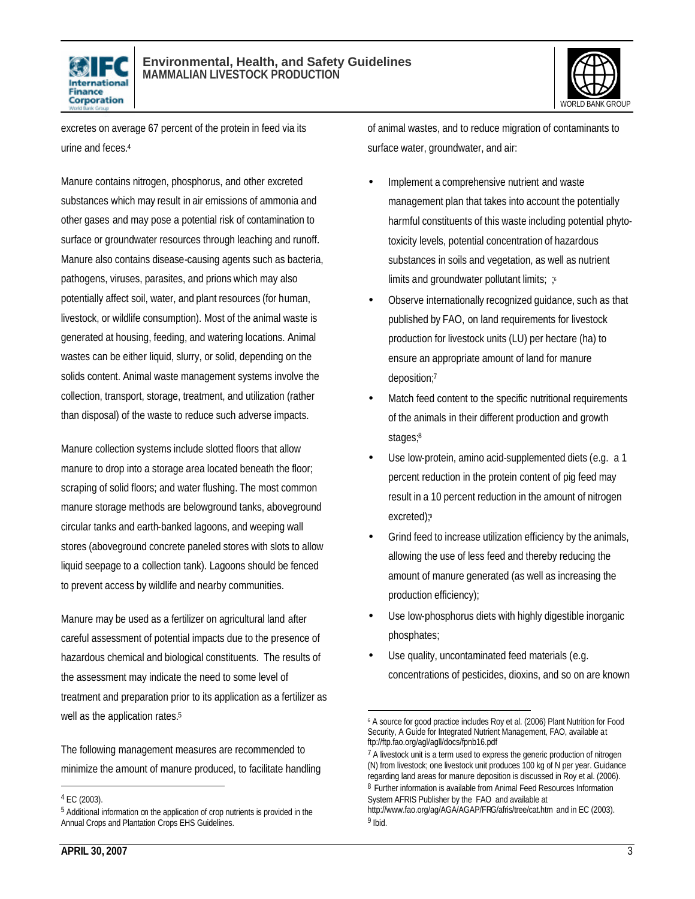excretes on average 67 percent of the protein in feed via its urine and feces.[4]

Manure contains nitrogen, phosphorus, and other excreted substances which may result in air emissions of ammonia and other gases and may pose a potential risk of contamination to surface or groundwater resources through leaching and runoff. Manure also contains disease-causing agents such as bacteria, pathogens, viruses, parasites, and prions which may also potentially affect soil, water, and plant resources (for human, livestock, or wildlife consumption). Most of the animal waste is generated at housing, feeding, and watering locations. Animal wastes can be either liquid, slurry, or solid, depending on the solids content. Animal waste management systems involve the collection, transport, storage, treatment, and utilization (rather than disposal) of the waste to reduce such adverse impacts.

Manure collection systems include slotted floors that allow manure to drop into a storage area located beneath the floor; scraping of solid floors; and water flushing. The most common manure storage methods are belowground tanks, aboveground circular tanks and earth-banked lagoons, and weeping wall stores (aboveground concrete paneled stores with slots to allow liquid seepage to a collection tank). Lagoons should be fenced to prevent access by wildlife and nearby communities.

Manure may be used as a fertilizer on agricultural land after careful assessment of potential impacts due to the presence of hazardous chemical and biological constituents. The results of the assessment may indicate the need to some level of treatment and preparation prior to its application as a fertilizer as well as the application rates.[5]

The following management measures are recommended to minimize the amount of manure produced, to facilitate handling of animal wastes, and to reduce migration of contaminants to surface water, groundwater, and air:

- Implement a comprehensive nutrient and waste management plan that takes into account the potentially harmful constituents of this waste including potential phyto-toxicity levels, potential concentration of hazardous substances in soils and vegetation, as well as nutrient limits and groundwater pollutant limits; ;[6]
- Observe internationally recognized guidance, such as that published by FAO, on land requirements for livestock production for livestock units (LU) per hectare (ha) to ensure an appropriate amount of land for manure deposition;[7]
- Match feed content to the specific nutritional requirements of the animals in their different production and growth stages;[8]
- Use low-protein, amino acid-supplemented diets (e.g. a 1 percent reduction in the protein content of pig feed may result in a 10 percent reduction in the amount of nitrogen excreted);[9]
- Grind feed to increase utilization efficiency by the animals, allowing the use of less feed and thereby reducing the amount of manure generated (as well as increasing the production efficiency);
- Use low-phosphorus diets with highly digestible inorganic phosphates;
- Use quality, uncontaminated feed materials (e.g. concentrations of pesticides, dioxins, and so on are known

---

[4] EC (2003).

[5] Additional information on the application of crop nutrients is provided in the Annual Crops and Plantation Crops EHS Guidelines.

[6] A source for good practice includes Roy et al. (2006) Plant Nutrition for Food Security, A Guide for Integrated Nutrient Management, FAO, available at ftp://ftp.fao.org/agl/agll/docs/fpnb16.pdf

[7] A livestock unit is a term used to express the generic production of nitrogen (N) from livestock; one livestock unit produces 100 kg of N per year. Guidance regarding land areas for manure deposition is discussed in Roy et al. (2006).

[8] Further information is available from Animal Feed Resources Information System AFRIS Publisher by the FAO and available at http://www.fao.org/ag/AGA/AGAP/FRG/afris/tree/cat.htm and in EC (2003).

[9] Ibid.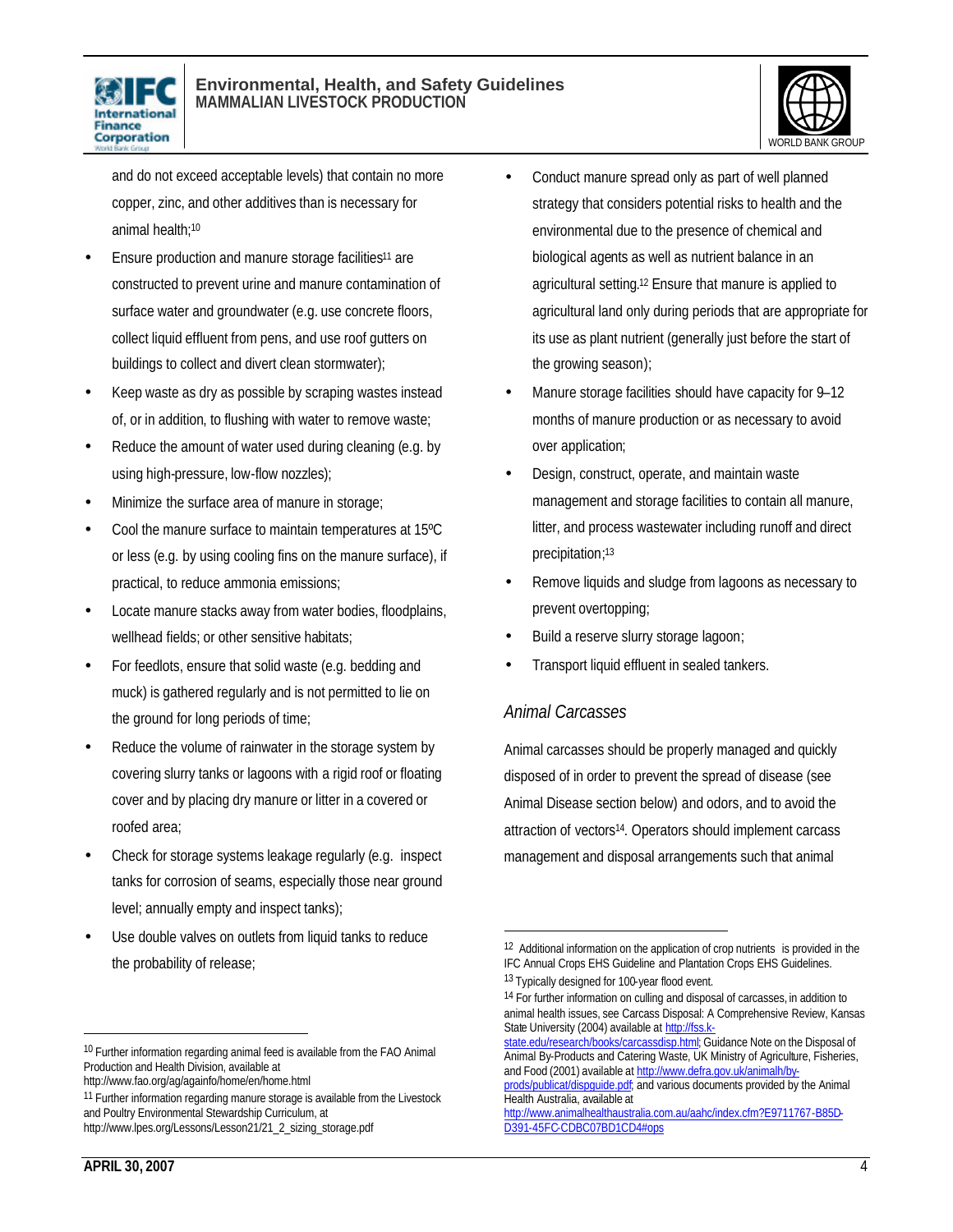and do not exceed acceptable levels) that contain no more copper, zinc, and other additives than is necessary for animal health;[10]

- Ensure production and manure storage facilities[11] are constructed to prevent urine and manure contamination of surface water and groundwater (e.g. use concrete floors, collect liquid effluent from pens, and use roof gutters on buildings to collect and divert clean stormwater);
- Keep waste as dry as possible by scraping wastes instead of, or in addition, to flushing with water to remove waste;
- Reduce the amount of water used during cleaning (e.g. by using high-pressure, low-flow nozzles);
- Minimize the surface area of manure in storage;
- Cool the manure surface to maintain temperatures at 15ºC or less (e.g. by using cooling fins on the manure surface), if practical, to reduce ammonia emissions;
- Locate manure stacks away from water bodies, floodplains, wellhead fields; or other sensitive habitats;
- For feedlots, ensure that solid waste (e.g. bedding and muck) is gathered regularly and is not permitted to lie on the ground for long periods of time;
- Reduce the volume of rainwater in the storage system by covering slurry tanks or lagoons with a rigid roof or floating cover and by placing dry manure or litter in a covered or roofed area;
- Check for storage systems leakage regularly (e.g. inspect tanks for corrosion of seams, especially those near ground level; annually empty and inspect tanks);
- Use double valves on outlets from liquid tanks to reduce the probability of release;
- Conduct manure spread only as part of well planned strategy that considers potential risks to health and the environmental due to the presence of chemical and biological agents as well as nutrient balance in an agricultural setting.[12] Ensure that manure is applied to agricultural land only during periods that are appropriate for its use as plant nutrient (generally just before the start of the growing season);
- Manure storage facilities should have capacity for 9–12 months of manure production or as necessary to avoid over application;
- Design, construct, operate, and maintain waste management and storage facilities to contain all manure, litter, and process wastewater including runoff and direct precipitation;[13]
- Remove liquids and sludge from lagoons as necessary to prevent overtopping;
- Build a reserve slurry storage lagoon;
- Transport liquid effluent in sealed tankers.

### *Animal Carcasses*

Animal carcasses should be properly managed and quickly disposed of in order to prevent the spread of disease (see Animal Disease section below) and odors, and to avoid the attraction of vectors[14]. Operators should implement carcass management and disposal arrangements such that animal

---

[10] Further information regarding animal feed is available from the FAO Animal Production and Health Division, available at http://www.fao.org/ag/againfo/home/en/home.html

[11] Further information regarding manure storage is available from the Livestock and Poultry Environmental Stewardship Curriculum, at http://www.lpes.org/Lessons/Lesson21/21_2_sizing_storage.pdf

[12] Additional information on the application of crop nutrients is provided in the IFC Annual Crops EHS Guideline and Plantation Crops EHS Guidelines.

[13] Typically designed for 100-year flood event.

[14] For further information on culling and disposal of carcasses, in addition to animal health issues, see Carcass Disposal: A Comprehensive Review, Kansas State University (2004) available at http://fss.k-state.edu/research/books/carcassdisp.html; Guidance Note on the Disposal of Animal By-Products and Catering Waste, UK Ministry of Agriculture, Fisheries, and Food (2001) available at http://www.defra.gov.uk/animalh/by-prods/publicat/dispguide.pdf; and various documents provided by the Animal Health Australia, available at http://www.animalhealthaustralia.com.au/aahc/index.cfm?E9711767-B85D-D391-45FC-CDBC07BD1CD4#ops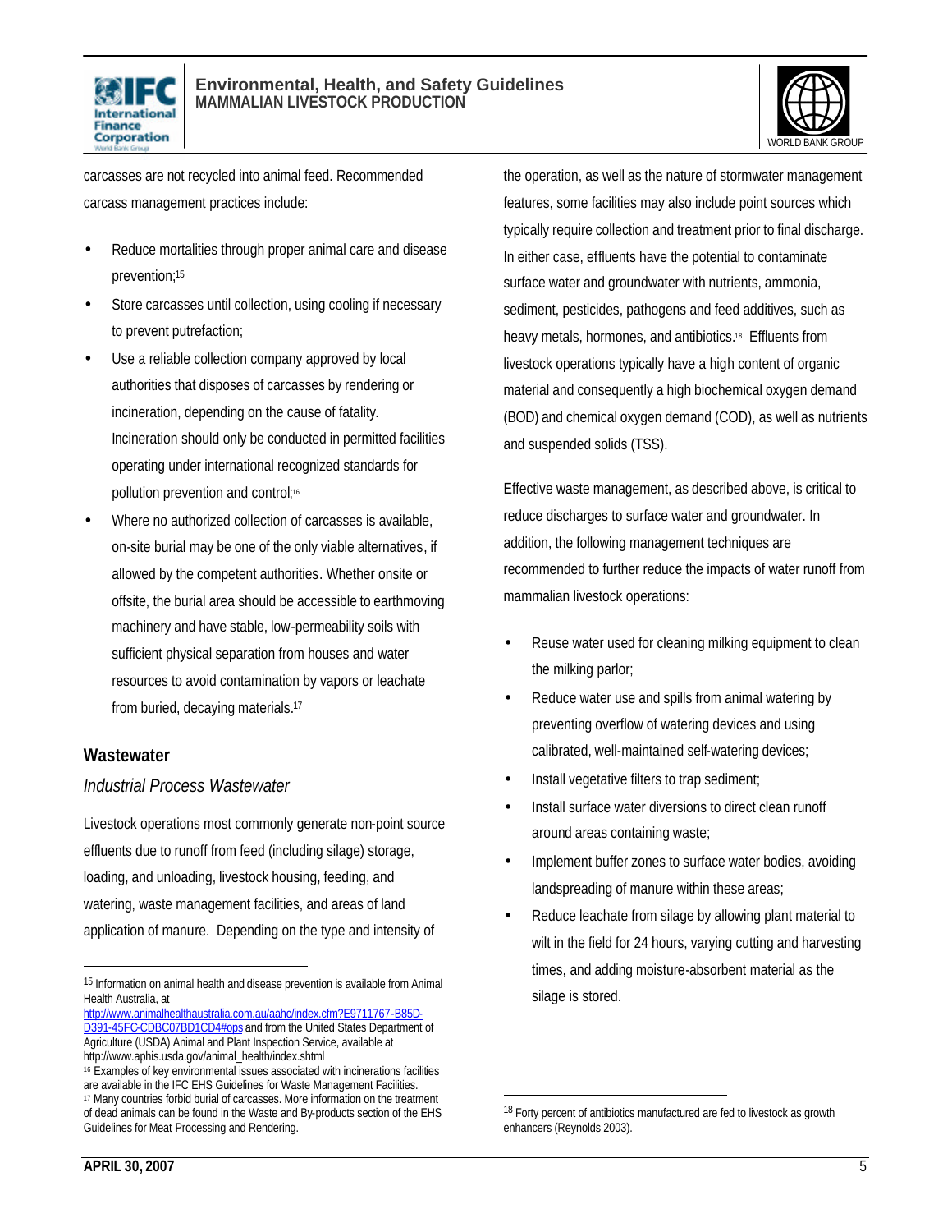carcasses are not recycled into animal feed. Recommended carcass management practices include:

- Reduce mortalities through proper animal care and disease prevention;[15]
- Store carcasses until collection, using cooling if necessary to prevent putrefaction;
- Use a reliable collection company approved by local authorities that disposes of carcasses by rendering or incineration, depending on the cause of fatality. Incineration should only be conducted in permitted facilities operating under international recognized standards for pollution prevention and control;[16]
- Where no authorized collection of carcasses is available, on-site burial may be one of the only viable alternatives, if allowed by the competent authorities. Whether onsite or offsite, the burial area should be accessible to earthmoving machinery and have stable, low-permeability soils with sufficient physical separation from houses and water resources to avoid contamination by vapors or leachate from buried, decaying materials.[17]

## Wastewater

### *Industrial Process Wastewater*

Livestock operations most commonly generate non-point source effluents due to runoff from feed (including silage) storage, loading, and unloading, livestock housing, feeding, and watering, waste management facilities, and areas of land application of manure. Depending on the type and intensity of the operation, as well as the nature of stormwater management features, some facilities may also include point sources which typically require collection and treatment prior to final discharge. In either case, effluents have the potential to contaminate surface water and groundwater with nutrients, ammonia, sediment, pesticides, pathogens and feed additives, such as heavy metals, hormones, and antibiotics.[18] Effluents from livestock operations typically have a high content of organic material and consequently a high biochemical oxygen demand (BOD) and chemical oxygen demand (COD), as well as nutrients and suspended solids (TSS).

Effective waste management, as described above, is critical to reduce discharges to surface water and groundwater. In addition, the following management techniques are recommended to further reduce the impacts of water runoff from mammalian livestock operations:

- Reuse water used for cleaning milking equipment to clean the milking parlor;
- Reduce water use and spills from animal watering by preventing overflow of watering devices and using calibrated, well-maintained self-watering devices;
- Install vegetative filters to trap sediment;
- Install surface water diversions to direct clean runoff around areas containing waste;
- Implement buffer zones to surface water bodies, avoiding landspreading of manure within these areas;
- Reduce leachate from silage by allowing plant material to wilt in the field for 24 hours, varying cutting and harvesting times, and adding moisture-absorbent material as the silage is stored.

---

[15] Information on animal health and disease prevention is available from Animal Health Australia, at http://www.animalhealthaustralia.com.au/aahc/index.cfm?E9711767-B85D-D391-45FC-CDBC07BD1CD4#ops and from the United States Department of Agriculture (USDA) Animal and Plant Inspection Service, available at http://www.aphis.usda.gov/animal_health/index.shtml

[16] Examples of key environmental issues associated with incinerations facilities are available in the IFC EHS Guidelines for Waste Management Facilities.

[17] Many countries forbid burial of carcasses. More information on the treatment of dead animals can be found in the Waste and By-products section of the EHS Guidelines for Meat Processing and Rendering.

[18] Forty percent of antibiotics manufactured are fed to livestock as growth enhancers (Reynolds 2003).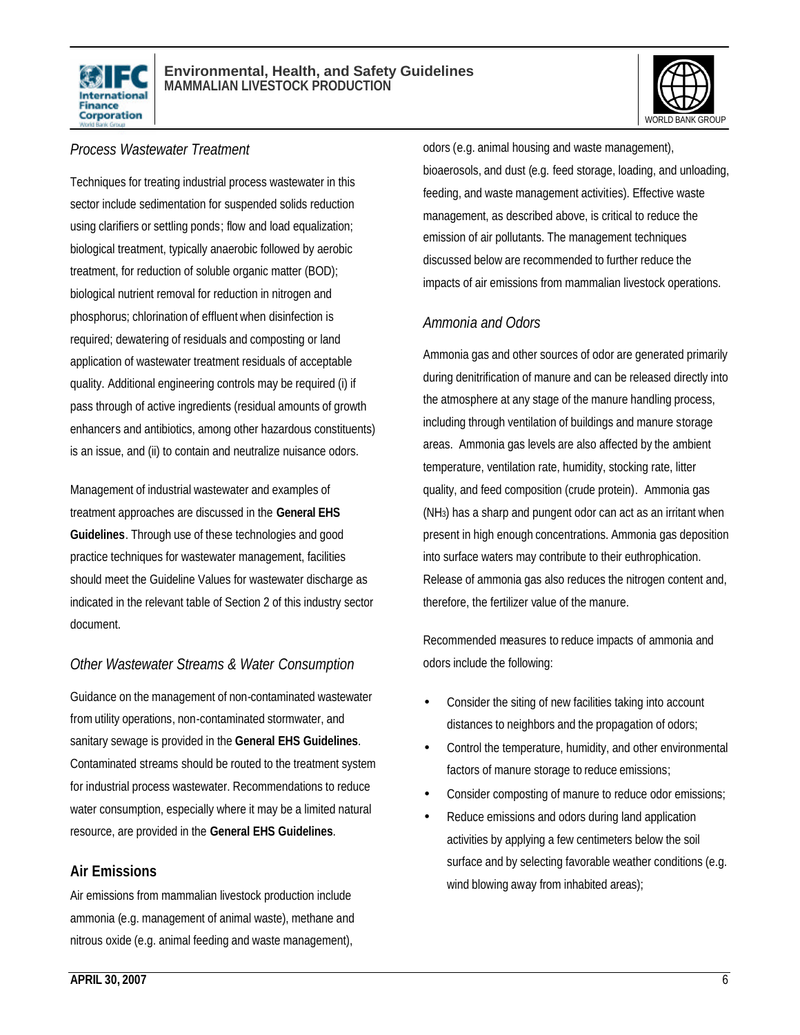*Process Wastewater Treatment*

Techniques for treating industrial process wastewater in this sector include sedimentation for suspended solids reduction using clarifiers or settling ponds; flow and load equalization; biological treatment, typically anaerobic followed by aerobic treatment, for reduction of soluble organic matter (BOD); biological nutrient removal for reduction in nitrogen and phosphorus; chlorination of effluent when disinfection is required; dewatering of residuals and composting or land application of wastewater treatment residuals of acceptable quality. Additional engineering controls may be required (i) if pass through of active ingredients (residual amounts of growth enhancers and antibiotics, among other hazardous constituents) is an issue, and (ii) to contain and neutralize nuisance odors.

Management of industrial wastewater and examples of treatment approaches are discussed in the **General EHS Guidelines**. Through use of these technologies and good practice techniques for wastewater management, facilities should meet the Guideline Values for wastewater discharge as indicated in the relevant table of Section 2 of this industry sector document.

*Other Wastewater Streams & Water Consumption*

Guidance on the management of non-contaminated wastewater from utility operations, non-contaminated stormwater, and sanitary sewage is provided in the **General EHS Guidelines**. Contaminated streams should be routed to the treatment system for industrial process wastewater. Recommendations to reduce water consumption, especially where it may be a limited natural resource, are provided in the **General EHS Guidelines**.

## Air Emissions

Air emissions from mammalian livestock production include ammonia (e.g. management of animal waste), methane and nitrous oxide (e.g. animal feeding and waste management), odors (e.g. animal housing and waste management), bioaerosols, and dust (e.g. feed storage, loading, and unloading, feeding, and waste management activities). Effective waste management, as described above, is critical to reduce the emission of air pollutants. The management techniques discussed below are recommended to further reduce the impacts of air emissions from mammalian livestock operations.

*Ammonia and Odors*

Ammonia gas and other sources of odor are generated primarily during denitrification of manure and can be released directly into the atmosphere at any stage of the manure handling process, including through ventilation of buildings and manure storage areas. Ammonia gas levels are also affected by the ambient temperature, ventilation rate, humidity, stocking rate, litter quality, and feed composition (crude protein). Ammonia gas ($NH_3$) has a sharp and pungent odor can act as an irritant when present in high enough concentrations. Ammonia gas deposition into surface waters may contribute to their euthrophication. Release of ammonia gas also reduces the nitrogen content and, therefore, the fertilizer value of the manure.

Recommended measures to reduce impacts of ammonia and odors include the following:

- Consider the siting of new facilities taking into account distances to neighbors and the propagation of odors;
- Control the temperature, humidity, and other environmental factors of manure storage to reduce emissions;
- Consider composting of manure to reduce odor emissions;
- Reduce emissions and odors during land application activities by applying a few centimeters below the soil surface and by selecting favorable weather conditions (e.g. wind blowing away from inhabited areas);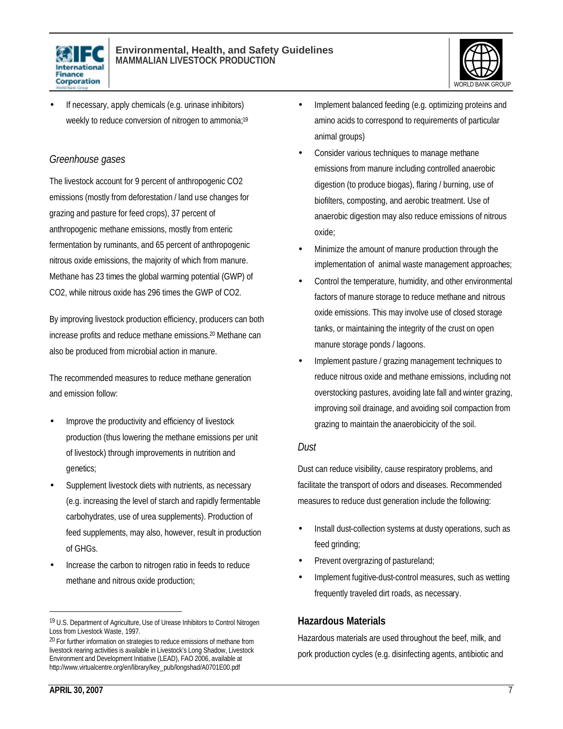- If necessary, apply chemicals (e.g. urinase inhibitors) weekly to reduce conversion of nitrogen to ammonia;[19]

### *Greenhouse gases*

The livestock account for 9 percent of anthropogenic $CO_2$ emissions (mostly from deforestation / land use changes for grazing and pasture for feed crops), 37 percent of anthropogenic methane emissions, mostly from enteric fermentation by ruminants, and 65 percent of anthropogenic nitrous oxide emissions, the majority of which from manure. Methane has 23 times the global warming potential (GWP) of $CO_2$, while nitrous oxide has 296 times the GWP of $CO_2$.

By improving livestock production efficiency, producers can both increase profits and reduce methane emissions.[20] Methane can also be produced from microbial action in manure.

The recommended measures to reduce methane generation and emission follow:

- Improve the productivity and efficiency of livestock production (thus lowering the methane emissions per unit of livestock) through improvements in nutrition and genetics;
- Supplement livestock diets with nutrients, as necessary (e.g. increasing the level of starch and rapidly fermentable carbohydrates, use of urea supplements). Production of feed supplements, may also, however, result in production of GHGs.
- Increase the carbon to nitrogen ratio in feeds to reduce methane and nitrous oxide production;
- Implement balanced feeding (e.g. optimizing proteins and amino acids to correspond to requirements of particular animal groups)
- Consider various techniques to manage methane emissions from manure including controlled anaerobic digestion (to produce biogas), flaring / burning, use of biofilters, composting, and aerobic treatment. Use of anaerobic digestion may also reduce emissions of nitrous oxide;
- Minimize the amount of manure production through the implementation of animal waste management approaches;
- Control the temperature, humidity, and other environmental factors of manure storage to reduce methane and nitrous oxide emissions. This may involve use of closed storage tanks, or maintaining the integrity of the crust on open manure storage ponds / lagoons.
- Implement pasture / grazing management techniques to reduce nitrous oxide and methane emissions, including not overstocking pastures, avoiding late fall and winter grazing, improving soil drainage, and avoiding soil compaction from grazing to maintain the anaerobicicity of the soil.

### *Dust*

Dust can reduce visibility, cause respiratory problems, and facilitate the transport of odors and diseases. Recommended measures to reduce dust generation include the following:

- Install dust-collection systems at dusty operations, such as feed grinding;
- Prevent overgrazing of pastureland;
- Implement fugitive-dust-control measures, such as wetting frequently traveled dirt roads, as necessary.

## Hazardous Materials

Hazardous materials are used throughout the beef, milk, and pork production cycles (e.g. disinfecting agents, antibiotic and

---

[19] U.S. Department of Agriculture, Use of Urease Inhibitors to Control Nitrogen Loss from Livestock Waste, 1997.

[20] For further information on strategies to reduce emissions of methane from livestock rearing activities is available in Livestock's Long Shadow, Livestock Environment and Development Initiative (LEAD), FAO 2006, available at http://www.virtualcentre.org/en/library/key_pub/longshad/A0701E00.pdf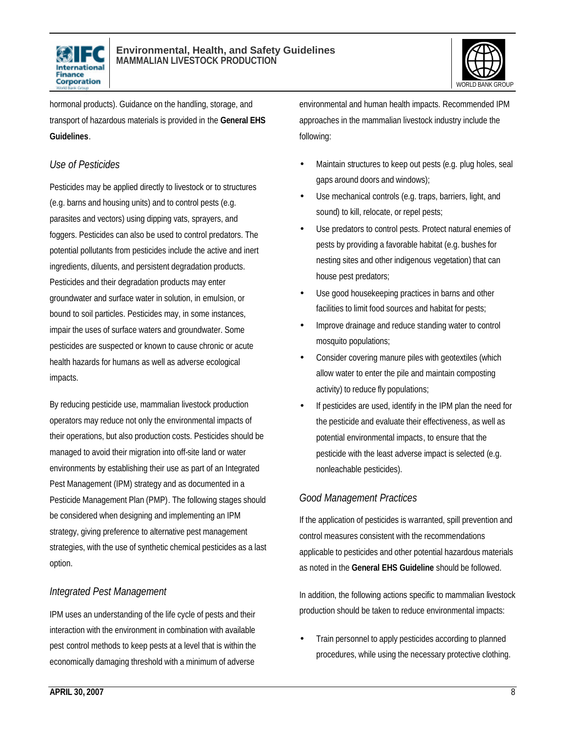hormonal products). Guidance on the handling, storage, and transport of hazardous materials is provided in the **General EHS Guidelines**.

### *Use of Pesticides*

Pesticides may be applied directly to livestock or to structures (e.g. barns and housing units) and to control pests (e.g. parasites and vectors) using dipping vats, sprayers, and foggers. Pesticides can also be used to control predators. The potential pollutants from pesticides include the active and inert ingredients, diluents, and persistent degradation products. Pesticides and their degradation products may enter groundwater and surface water in solution, in emulsion, or bound to soil particles. Pesticides may, in some instances, impair the uses of surface waters and groundwater. Some pesticides are suspected or known to cause chronic or acute health hazards for humans as well as adverse ecological impacts.

By reducing pesticide use, mammalian livestock production operators may reduce not only the environmental impacts of their operations, but also production costs. Pesticides should be managed to avoid their migration into off-site land or water environments by establishing their use as part of an Integrated Pest Management (IPM) strategy and as documented in a Pesticide Management Plan (PMP). The following stages should be considered when designing and implementing an IPM strategy, giving preference to alternative pest management strategies, with the use of synthetic chemical pesticides as a last option.

### *Integrated Pest Management*

IPM uses an understanding of the life cycle of pests and their interaction with the environment in combination with available pest control methods to keep pests at a level that is within the economically damaging threshold with a minimum of adverse environmental and human health impacts. Recommended IPM approaches in the mammalian livestock industry include the following:

- Maintain structures to keep out pests (e.g. plug holes, seal gaps around doors and windows);
- Use mechanical controls (e.g. traps, barriers, light, and sound) to kill, relocate, or repel pests;
- Use predators to control pests. Protect natural enemies of pests by providing a favorable habitat (e.g. bushes for nesting sites and other indigenous vegetation) that can house pest predators;
- Use good housekeeping practices in barns and other facilities to limit food sources and habitat for pests;
- Improve drainage and reduce standing water to control mosquito populations;
- Consider covering manure piles with geotextiles (which allow water to enter the pile and maintain composting activity) to reduce fly populations;
- If pesticides are used, identify in the IPM plan the need for the pesticide and evaluate their effectiveness, as well as potential environmental impacts, to ensure that the pesticide with the least adverse impact is selected (e.g. nonleachable pesticides).

### *Good Management Practices*

If the application of pesticides is warranted, spill prevention and control measures consistent with the recommendations applicable to pesticides and other potential hazardous materials as noted in the **General EHS Guideline** should be followed.

In addition, the following actions specific to mammalian livestock production should be taken to reduce environmental impacts:

- Train personnel to apply pesticides according to planned procedures, while using the necessary protective clothing.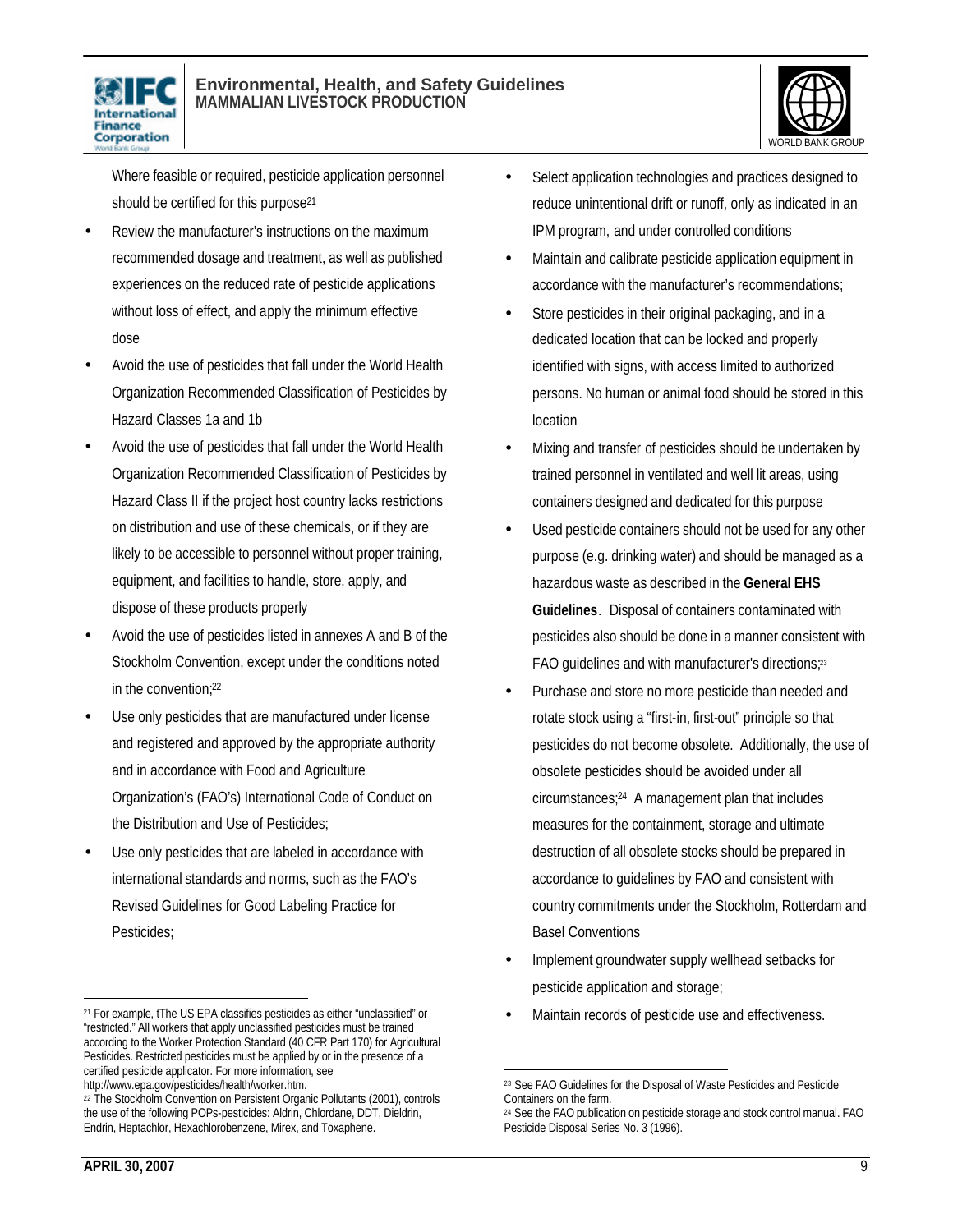Where feasible or required, pesticide application personnel should be certified for this purpose[21]

- Review the manufacturer's instructions on the maximum recommended dosage and treatment, as well as published experiences on the reduced rate of pesticide applications without loss of effect, and apply the minimum effective dose
- Avoid the use of pesticides that fall under the World Health Organization Recommended Classification of Pesticides by Hazard Classes 1a and 1b
- Avoid the use of pesticides that fall under the World Health Organization Recommended Classification of Pesticides by Hazard Class II if the project host country lacks restrictions on distribution and use of these chemicals, or if they are likely to be accessible to personnel without proper training, equipment, and facilities to handle, store, apply, and dispose of these products properly
- Avoid the use of pesticides listed in annexes A and B of the Stockholm Convention, except under the conditions noted in the convention;[22]
- Use only pesticides that are manufactured under license and registered and approved by the appropriate authority and in accordance with Food and Agriculture Organization's (FAO's) International Code of Conduct on the Distribution and Use of Pesticides;
- Use only pesticides that are labeled in accordance with international standards and norms, such as the FAO's Revised Guidelines for Good Labeling Practice for Pesticides;
- Select application technologies and practices designed to reduce unintentional drift or runoff, only as indicated in an IPM program, and under controlled conditions
- Maintain and calibrate pesticide application equipment in accordance with the manufacturer's recommendations;
- Store pesticides in their original packaging, and in a dedicated location that can be locked and properly identified with signs, with access limited to authorized persons. No human or animal food should be stored in this location
- Mixing and transfer of pesticides should be undertaken by trained personnel in ventilated and well lit areas, using containers designed and dedicated for this purpose
- Used pesticide containers should not be used for any other purpose (e.g. drinking water) and should be managed as a hazardous waste as described in the **General EHS Guidelines**. Disposal of containers contaminated with pesticides also should be done in a manner consistent with FAO guidelines and with manufacturer's directions;[23]
- Purchase and store no more pesticide than needed and rotate stock using a "first-in, first-out" principle so that pesticides do not become obsolete. Additionally, the use of obsolete pesticides should be avoided under all circumstances;[24] A management plan that includes measures for the containment, storage and ultimate destruction of all obsolete stocks should be prepared in accordance to guidelines by FAO and consistent with country commitments under the Stockholm, Rotterdam and Basel Conventions
- Implement groundwater supply wellhead setbacks for pesticide application and storage;
- Maintain records of pesticide use and effectiveness.

---

[21] For example, tThe US EPA classifies pesticides as either "unclassified" or "restricted." All workers that apply unclassified pesticides must be trained according to the Worker Protection Standard (40 CFR Part 170) for Agricultural Pesticides. Restricted pesticides must be applied by or in the presence of a certified pesticide applicator. For more information, see http://www.epa.gov/pesticides/health/worker.htm.

[22] The Stockholm Convention on Persistent Organic Pollutants (2001), controls the use of the following POPs-pesticides: Aldrin, Chlordane, DDT, Dieldrin, Endrin, Heptachlor, Hexachlorobenzene, Mirex, and Toxaphene.

[23] See FAO Guidelines for the Disposal of Waste Pesticides and Pesticide Containers on the farm.

[24] See the FAO publication on pesticide storage and stock control manual. FAO Pesticide Disposal Series No. 3 (1996).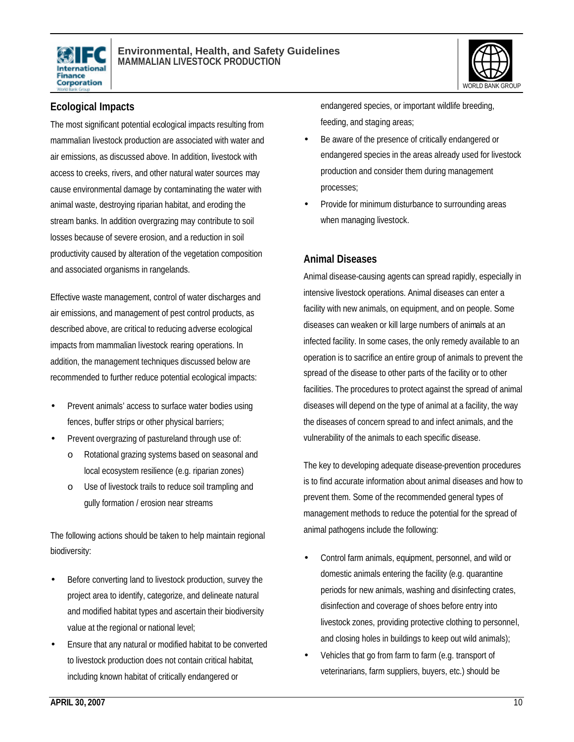## Ecological Impacts

The most significant potential ecological impacts resulting from mammalian livestock production are associated with water and air emissions, as discussed above. In addition, livestock with access to creeks, rivers, and other natural water sources may cause environmental damage by contaminating the water with animal waste, destroying riparian habitat, and eroding the stream banks. In addition overgrazing may contribute to soil losses because of severe erosion, and a reduction in soil productivity caused by alteration of the vegetation composition and associated organisms in rangelands.

Effective waste management, control of water discharges and air emissions, and management of pest control products, as described above, are critical to reducing adverse ecological impacts from mammalian livestock rearing operations. In addition, the management techniques discussed below are recommended to further reduce potential ecological impacts:

- Prevent animals' access to surface water bodies using fences, buffer strips or other physical barriers;
- Prevent overgrazing of pastureland through use of:
    - Rotational grazing systems based on seasonal and local ecosystem resilience (e.g. riparian zones)
    - Use of livestock trails to reduce soil trampling and gully formation / erosion near streams

The following actions should be taken to help maintain regional biodiversity:

- Before converting land to livestock production, survey the project area to identify, categorize, and delineate natural and modified habitat types and ascertain their biodiversity value at the regional or national level;
- Ensure that any natural or modified habitat to be converted to livestock production does not contain critical habitat, including known habitat of critically endangered or endangered species, or important wildlife breeding, feeding, and staging areas;
- Be aware of the presence of critically endangered or endangered species in the areas already used for livestock production and consider them during management processes;
- Provide for minimum disturbance to surrounding areas when managing livestock.

## Animal Diseases

Animal disease-causing agents can spread rapidly, especially in intensive livestock operations. Animal diseases can enter a facility with new animals, on equipment, and on people. Some diseases can weaken or kill large numbers of animals at an infected facility. In some cases, the only remedy available to an operation is to sacrifice an entire group of animals to prevent the spread of the disease to other parts of the facility or to other facilities. The procedures to protect against the spread of animal diseases will depend on the type of animal at a facility, the way the diseases of concern spread to and infect animals, and the vulnerability of the animals to each specific disease.

The key to developing adequate disease-prevention procedures is to find accurate information about animal diseases and how to prevent them. Some of the recommended general types of management methods to reduce the potential for the spread of animal pathogens include the following:

- Control farm animals, equipment, personnel, and wild or domestic animals entering the facility (e.g. quarantine periods for new animals, washing and disinfecting crates, disinfection and coverage of shoes before entry into livestock zones, providing protective clothing to personnel, and closing holes in buildings to keep out wild animals);
- Vehicles that go from farm to farm (e.g. transport of veterinarians, farm suppliers, buyers, etc.) should be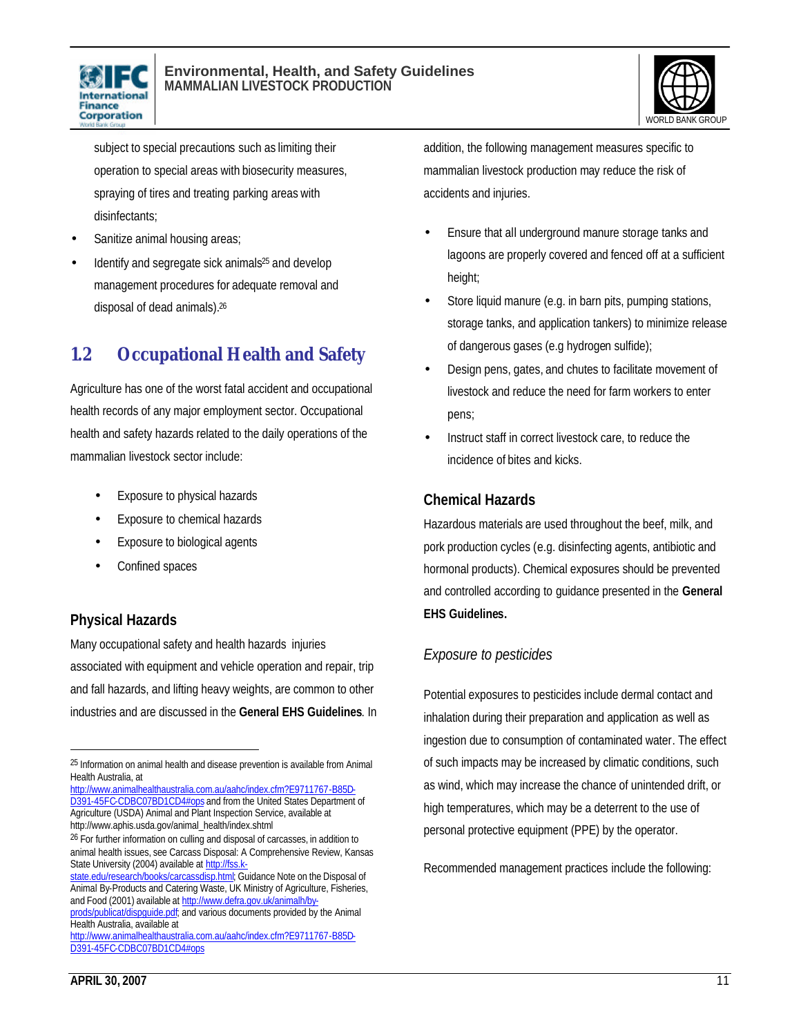subject to special precautions such as limiting their operation to special areas with biosecurity measures, spraying of tires and treating parking areas with disinfectants;

- Sanitize animal housing areas;
- Identify and segregate sick animals[25] and develop management procedures for adequate removal and disposal of dead animals).[26]

## 1.2 Occupational Health and Safety

Agriculture has one of the worst fatal accident and occupational health records of any major employment sector. Occupational health and safety hazards related to the daily operations of the mammalian livestock sector include:

- Exposure to physical hazards
- Exposure to chemical hazards
- Exposure to biological agents
- Confined spaces

### Physical Hazards

Many occupational safety and health hazards injuries associated with equipment and vehicle operation and repair, trip and fall hazards, and lifting heavy weights, are common to other industries and are discussed in the **General EHS Guidelines**. In addition, the following management measures specific to mammalian livestock production may reduce the risk of accidents and injuries.

- Ensure that all underground manure storage tanks and lagoons are properly covered and fenced off at a sufficient height;
- Store liquid manure (e.g. in barn pits, pumping stations, storage tanks, and application tankers) to minimize release of dangerous gases (e.g hydrogen sulfide);
- Design pens, gates, and chutes to facilitate movement of livestock and reduce the need for farm workers to enter pens;
- Instruct staff in correct livestock care, to reduce the incidence of bites and kicks.

### Chemical Hazards

Hazardous materials are used throughout the beef, milk, and pork production cycles (e.g. disinfecting agents, antibiotic and hormonal products). Chemical exposures should be prevented and controlled according to guidance presented in the **General EHS Guidelines.**

*Exposure to pesticides*

Potential exposures to pesticides include dermal contact and inhalation during their preparation and application as well as ingestion due to consumption of contaminated water. The effect of such impacts may be increased by climatic conditions, such as wind, which may increase the chance of unintended drift, or high temperatures, which may be a deterrent to the use of personal protective equipment (PPE) by the operator.

Recommended management practices include the following:

---

[25] Information on animal health and disease prevention is available from Animal Health Australia, at http://www.animalhealthaustralia.com.au/aahc/index.cfm?E9711767-B85D-D391-45FC-CDBC07BD1CD4#ops and from the United States Department of Agriculture (USDA) Animal and Plant Inspection Service, available at http://www.aphis.usda.gov/animal_health/index.shtml

[26] For further information on culling and disposal of carcasses, in addition to animal health issues, see Carcass Disposal: A Comprehensive Review, Kansas State University (2004) available at http://fss.k-state.edu/research/books/carcassdisp.html; Guidance Note on the Disposal of Animal By-Products and Catering Waste, UK Ministry of Agriculture, Fisheries, and Food (2001) available at http://www.defra.gov.uk/animalh/by-prods/publicat/dispguide.pdf; and various documents provided by the Animal Health Australia, available at http://www.animalhealthaustralia.com.au/aahc/index.cfm?E9711767-B85D-D391-45FC-CDBC07BD1CD4#ops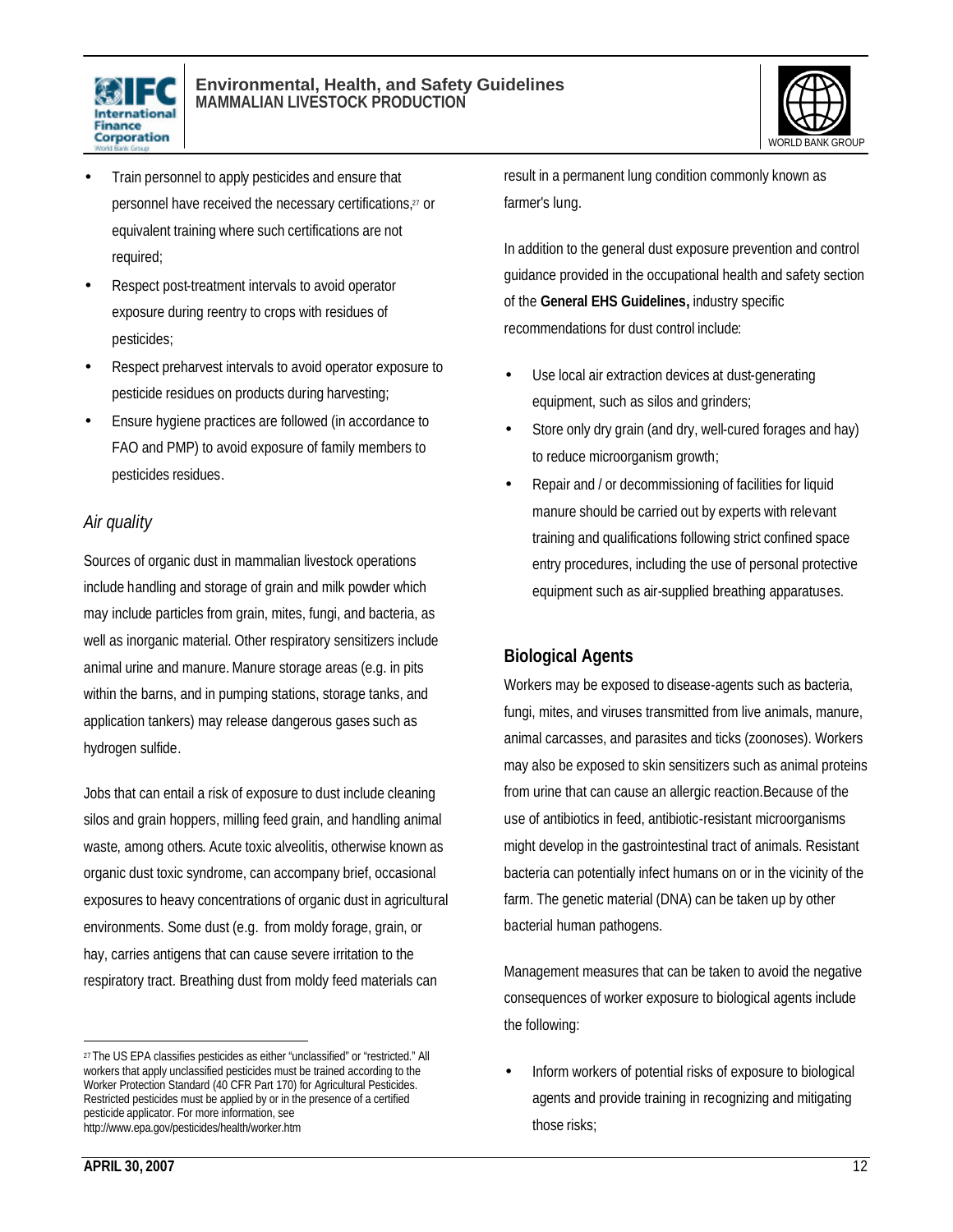- Train personnel to apply pesticides and ensure that personnel have received the necessary certifications,[27] or equivalent training where such certifications are not required;
- Respect post-treatment intervals to avoid operator exposure during reentry to crops with residues of pesticides;
- Respect preharvest intervals to avoid operator exposure to pesticide residues on products during harvesting;
- Ensure hygiene practices are followed (in accordance to FAO and PMP) to avoid exposure of family members to pesticides residues.

*Air quality*

Sources of organic dust in mammalian livestock operations include handling and storage of grain and milk powder which may include particles from grain, mites, fungi, and bacteria, as well as inorganic material. Other respiratory sensitizers include animal urine and manure. Manure storage areas (e.g. in pits within the barns, and in pumping stations, storage tanks, and application tankers) may release dangerous gases such as hydrogen sulfide.

Jobs that can entail a risk of exposure to dust include cleaning silos and grain hoppers, milling feed grain, and handling animal waste, among others. Acute toxic alveolitis, otherwise known as organic dust toxic syndrome, can accompany brief, occasional exposures to heavy concentrations of organic dust in agricultural environments. Some dust (e.g. from moldy forage, grain, or hay, carries antigens that can cause severe irritation to the respiratory tract. Breathing dust from moldy feed materials can result in a permanent lung condition commonly known as farmer's lung.

In addition to the general dust exposure prevention and control guidance provided in the occupational health and safety section of the **General EHS Guidelines,** industry specific recommendations for dust control include:

- Use local air extraction devices at dust-generating equipment, such as silos and grinders;
- Store only dry grain (and dry, well-cured forages and hay) to reduce microorganism growth;
- Repair and / or decommissioning of facilities for liquid manure should be carried out by experts with relevant training and qualifications following strict confined space entry procedures, including the use of personal protective equipment such as air-supplied breathing apparatuses.

## Biological Agents

Workers may be exposed to disease-agents such as bacteria, fungi, mites, and viruses transmitted from live animals, manure, animal carcasses, and parasites and ticks (zoonoses). Workers may also be exposed to skin sensitizers such as animal proteins from urine that can cause an allergic reaction.Because of the use of antibiotics in feed, antibiotic-resistant microorganisms might develop in the gastrointestinal tract of animals. Resistant bacteria can potentially infect humans on or in the vicinity of the farm. The genetic material (DNA) can be taken up by other bacterial human pathogens.

Management measures that can be taken to avoid the negative consequences of worker exposure to biological agents include the following:

- Inform workers of potential risks of exposure to biological agents and provide training in recognizing and mitigating those risks;

---

[27] The US EPA classifies pesticides as either "unclassified" or "restricted." All workers that apply unclassified pesticides must be trained according to the Worker Protection Standard (40 CFR Part 170) for Agricultural Pesticides. Restricted pesticides must be applied by or in the presence of a certified pesticide applicator. For more information, see http://www.epa.gov/pesticides/health/worker.htm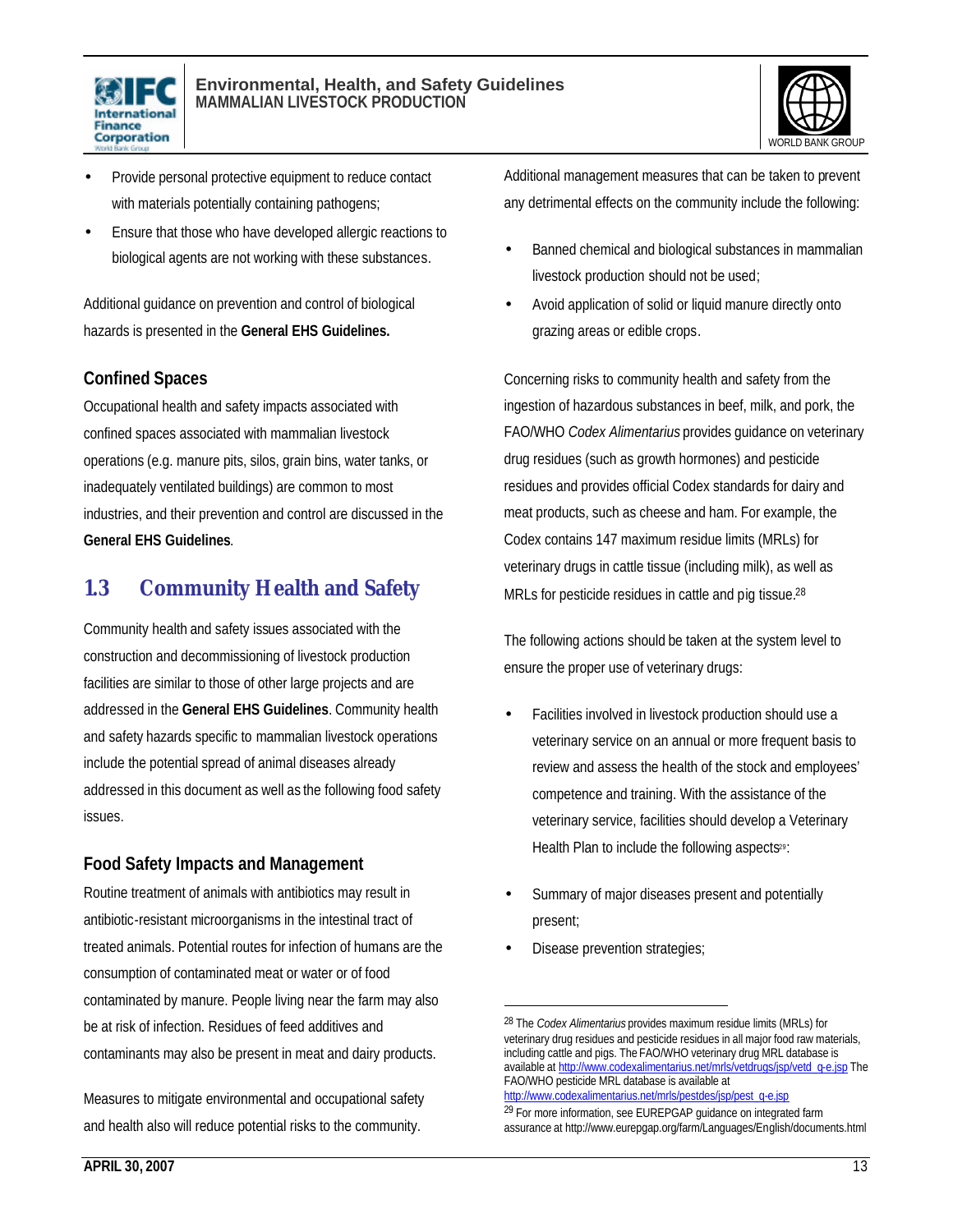- Provide personal protective equipment to reduce contact with materials potentially containing pathogens;
- Ensure that those who have developed allergic reactions to biological agents are not working with these substances.

Additional guidance on prevention and control of biological hazards is presented in the **General EHS Guidelines.**

### Confined Spaces

Occupational health and safety impacts associated with confined spaces associated with mammalian livestock operations (e.g. manure pits, silos, grain bins, water tanks, or inadequately ventilated buildings) are common to most industries, and their prevention and control are discussed in the **General EHS Guidelines**.

## 1.3 Community Health and Safety

Community health and safety issues associated with the construction and decommissioning of livestock production facilities are similar to those of other large projects and are addressed in the **General EHS Guidelines**. Community health and safety hazards specific to mammalian livestock operations include the potential spread of animal diseases already addressed in this document as well as the following food safety issues.

### Food Safety Impacts and Management

Routine treatment of animals with antibiotics may result in antibiotic-resistant microorganisms in the intestinal tract of treated animals. Potential routes for infection of humans are the consumption of contaminated meat or water or of food contaminated by manure. People living near the farm may also be at risk of infection. Residues of feed additives and contaminants may also be present in meat and dairy products.

Measures to mitigate environmental and occupational safety and health also will reduce potential risks to the community.

Additional management measures that can be taken to prevent any detrimental effects on the community include the following:

- Banned chemical and biological substances in mammalian livestock production should not be used;
- Avoid application of solid or liquid manure directly onto grazing areas or edible crops.

Concerning risks to community health and safety from the ingestion of hazardous substances in beef, milk, and pork, the FAO/WHO *Codex Alimentarius* provides guidance on veterinary drug residues (such as growth hormones) and pesticide residues and provides official Codex standards for dairy and meat products, such as cheese and ham. For example, the Codex contains 147 maximum residue limits (MRLs) for veterinary drugs in cattle tissue (including milk), as well as MRLs for pesticide residues in cattle and pig tissue.[28]

The following actions should be taken at the system level to ensure the proper use of veterinary drugs:

- Facilities involved in livestock production should use a veterinary service on an annual or more frequent basis to review and assess the health of the stock and employees' competence and training. With the assistance of the veterinary service, facilities should develop a Veterinary Health Plan to include the following aspects[29]:
- Summary of major diseases present and potentially present;
- Disease prevention strategies;

---

[28] The *Codex Alimentarius* provides maximum residue limits (MRLs) for veterinary drug residues and pesticide residues in all major food raw materials, including cattle and pigs. The FAO/WHO veterinary drug MRL database is available at http://www.codexalimentarius.net/mrls/vetdrugs/jsp/vetd_q-e.jsp The FAO/WHO pesticide MRL database is available at http://www.codexalimentarius.net/mrls/pestdes/jsp/pest_q-e.jsp

[29] For more information, see EUREPGAP guidance on integrated farm assurance at http://www.eurepgap.org/farm/Languages/English/documents.html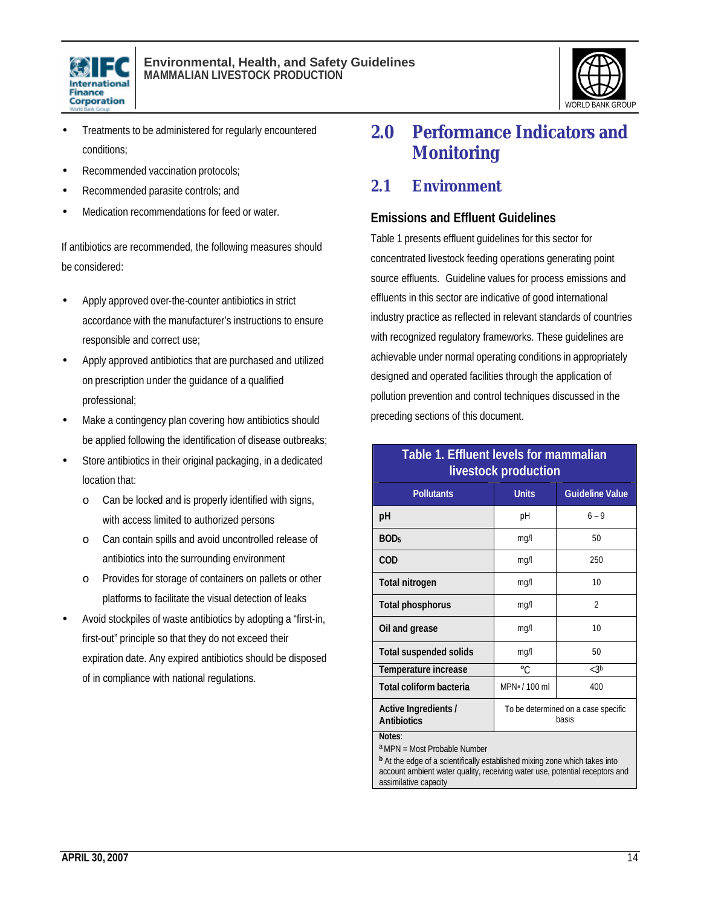- Treatments to be administered for regularly encountered conditions;
- Recommended vaccination protocols;
- Recommended parasite controls; and
- Medication recommendations for feed or water.

If antibiotics are recommended, the following measures should be considered:

- Apply approved over-the-counter antibiotics in strict accordance with the manufacturer's instructions to ensure responsible and correct use;
- Apply approved antibiotics that are purchased and utilized on prescription under the guidance of a qualified professional;
- Make a contingency plan covering how antibiotics should be applied following the identification of disease outbreaks;
- Store antibiotics in their original packaging, in a dedicated location that:
  - Can be locked and is properly identified with signs, with access limited to authorized persons
  - Can contain spills and avoid uncontrolled release of antibiotics into the surrounding environment
  - Provides for storage of containers on pallets or other platforms to facilitate the visual detection of leaks
- Avoid stockpiles of waste antibiotics by adopting a "first-in, first-out" principle so that they do not exceed their expiration date. Any expired antibiotics should be disposed of in compliance with national regulations.

# 2.0 Performance Indicators and Monitoring

## 2.1 Environment

### Emissions and Effluent Guidelines

Table 1 presents effluent guidelines for this sector for concentrated livestock feeding operations generating point source effluents. Guideline values for process emissions and effluents in this sector are indicative of good international industry practice as reflected in relevant standards of countries with recognized regulatory frameworks. These guidelines are achievable under normal operating conditions in appropriately designed and operated facilities through the application of pollution prevention and control techniques discussed in the preceding sections of this document.

**Table 1. Effluent levels for mammalian livestock production**

| Pollutants | Units | Guideline Value |
|---|---|---|
| **pH** | pH | 6 – 9 |
| **$BOD_5$** | mg/l | 50 |
| **COD** | mg/l | 250 |
| **Total nitrogen** | mg/l | 10 |
| **Total phosphorus** | mg/l | 2 |
| **Oil and grease** | mg/l | 10 |
| **Total suspended solids** | mg/l | 50 |
| **Temperature increase** | °C | <3[b] |
| **Total coliform bacteria** | MPN[a] / 100 ml | 400 |
| **Active Ingredients / Antibiotics** | To be determined on a case specific basis | |

Notes:
[a] MPN = Most Probable Number
[b] At the edge of a scientifically established mixing zone which takes into account ambient water quality, receiving water use, potential receptors and assimilative capacity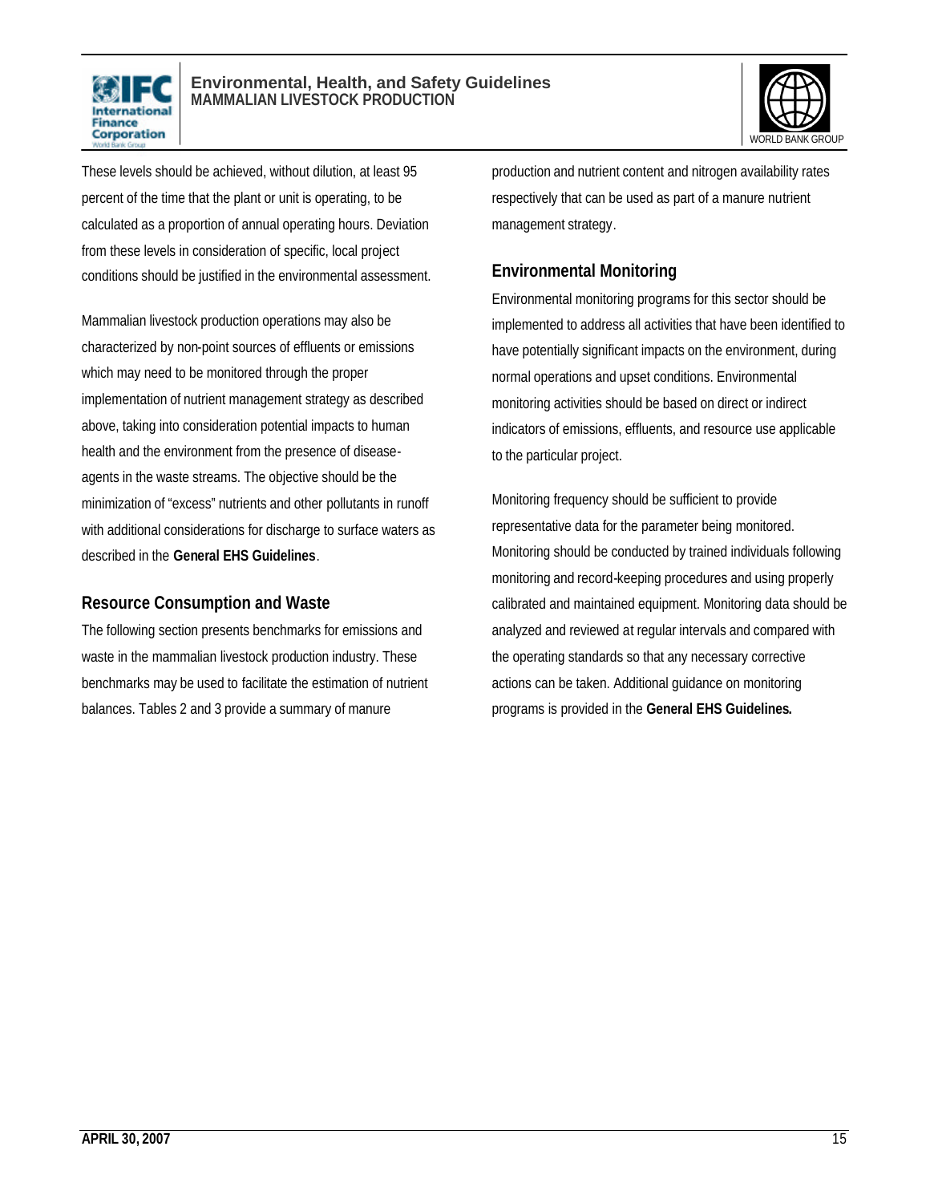These levels should be achieved, without dilution, at least 95 percent of the time that the plant or unit is operating, to be calculated as a proportion of annual operating hours. Deviation from these levels in consideration of specific, local project conditions should be justified in the environmental assessment.

Mammalian livestock production operations may also be characterized by non-point sources of effluents or emissions which may need to be monitored through the proper implementation of nutrient management strategy as described above, taking into consideration potential impacts to human health and the environment from the presence of disease-agents in the waste streams. The objective should be the minimization of "excess" nutrients and other pollutants in runoff with additional considerations for discharge to surface waters as described in the **General EHS Guidelines**.

## Resource Consumption and Waste

The following section presents benchmarks for emissions and waste in the mammalian livestock production industry. These benchmarks may be used to facilitate the estimation of nutrient balances. Tables 2 and 3 provide a summary of manure production and nutrient content and nitrogen availability rates respectively that can be used as part of a manure nutrient management strategy.

## Environmental Monitoring

Environmental monitoring programs for this sector should be implemented to address all activities that have been identified to have potentially significant impacts on the environment, during normal operations and upset conditions. Environmental monitoring activities should be based on direct or indirect indicators of emissions, effluents, and resource use applicable to the particular project.

Monitoring frequency should be sufficient to provide representative data for the parameter being monitored. Monitoring should be conducted by trained individuals following monitoring and record-keeping procedures and using properly calibrated and maintained equipment. Monitoring data should be analyzed and reviewed at regular intervals and compared with the operating standards so that any necessary corrective actions can be taken. Additional guidance on monitoring programs is provided in the **General EHS Guidelines.**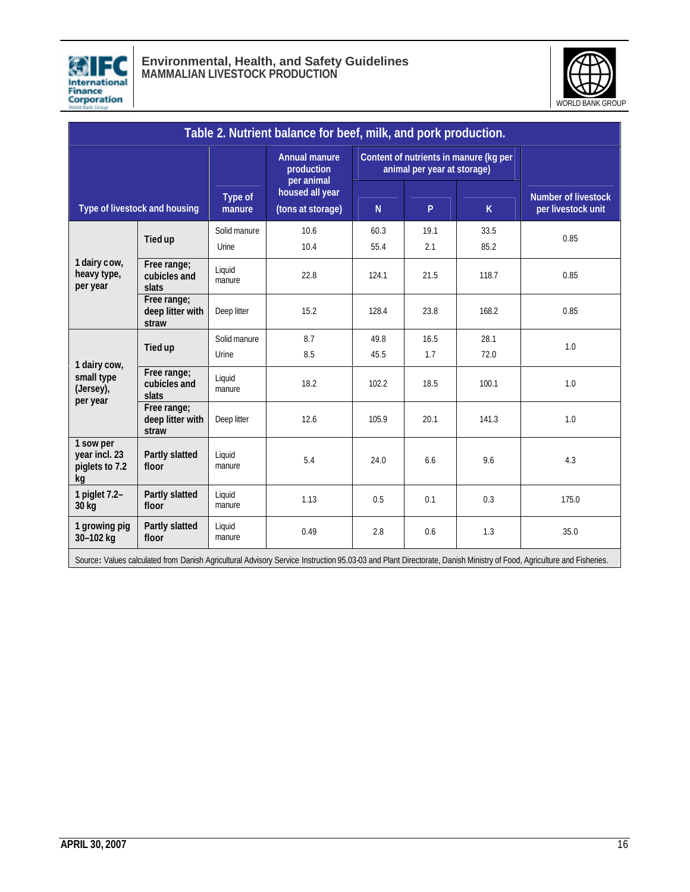**Table 2. Nutrient balance for beef, milk, and pork production.**

| Type of livestock and housing | | Type of manure | Annual manure production per animal housed all year (tons at storage) | Content of nutrients in manure (kg per animal per year at storage) | | | Number of livestock per livestock unit |
|---|---|---|---|---|---|---|---|
| | | | | N | P | K | |
| 1 dairy cow, heavy type, per year | Tied up | Solid manure | 10.6 | 60.3 | 19.1 | 33.5 | 0.85 |
| | | Urine | 10.4 | 55.4 | 2.1 | 85.2 | |
| | Free range; cubicles and slats | Liquid manure | 22.8 | 124.1 | 21.5 | 118.7 | 0.85 |
| | Free range; deep litter with straw | Deep litter | 15.2 | 128.4 | 23.8 | 168.2 | 0.85 |
| 1 dairy cow, small type (Jersey), per year | Tied up | Solid manure | 8.7 | 49.8 | 16.5 | 28.1 | 1.0 |
| | | Urine | 8.5 | 45.5 | 1.7 | 72.0 | |
| | Free range; cubicles and slats | Liquid manure | 18.2 | 102.2 | 18.5 | 100.1 | 1.0 |
| | Free range; deep litter with straw | Deep litter | 12.6 | 105.9 | 20.1 | 141.3 | 1.0 |
| 1 sow per year incl. 23 piglets to 7.2 kg | Partly slatted floor | Liquid manure | 5.4 | 24.0 | 6.6 | 9.6 | 4.3 |
| 1 piglet 7.2–30 kg | Partly slatted floor | Liquid manure | 1.13 | 0.5 | 0.1 | 0.3 | 175.0 |
| 1 growing pig 30–102 kg | Partly slatted floor | Liquid manure | 0.49 | 2.8 | 0.6 | 1.3 | 35.0 |

Source: Values calculated from Danish Agricultural Advisory Service Instruction 95.03-03 and Plant Directorate, Danish Ministry of Food, Agriculture and Fisheries.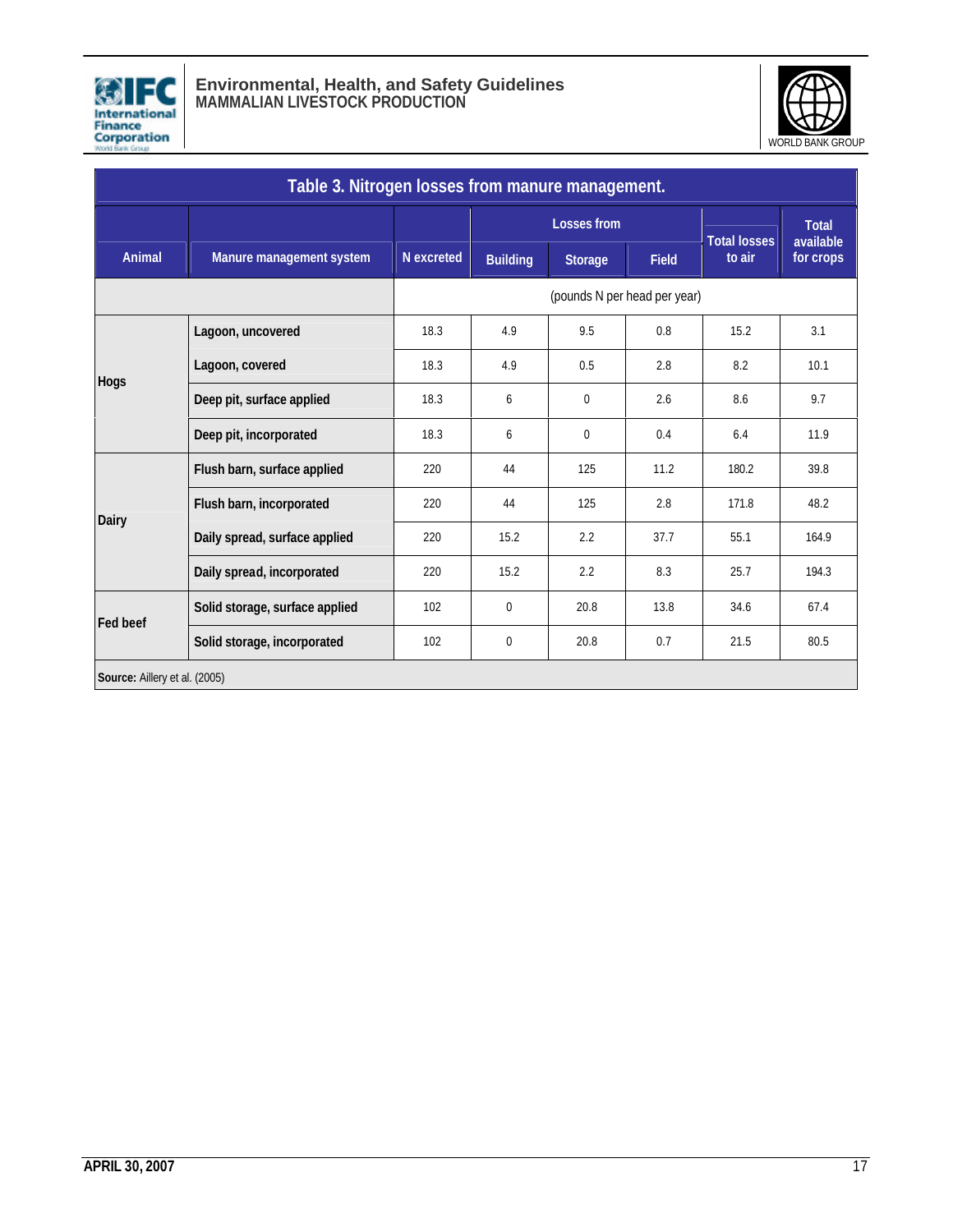**Table 3. Nitrogen losses from manure management.**

| Animal | Manure management system | N excreted | Losses from | | | Total losses to air | Total available for crops |
|---|---|---|---|---|---|---|---|
| | | | Building | Storage | Field | | |
| | | (pounds N per head per year) | | | | | |
| Hogs | Lagoon, uncovered | 18.3 | 4.9 | 9.5 | 0.8 | 15.2 | 3.1 |
| | Lagoon, covered | 18.3 | 4.9 | 0.5 | 2.8 | 8.2 | 10.1 |
| | Deep pit, surface applied | 18.3 | 6 | 0 | 2.6 | 8.6 | 9.7 |
| | Deep pit, incorporated | 18.3 | 6 | 0 | 0.4 | 6.4 | 11.9 |
| Dairy | Flush barn, surface applied | 220 | 44 | 125 | 11.2 | 180.2 | 39.8 |
| | Flush barn, incorporated | 220 | 44 | 125 | 2.8 | 171.8 | 48.2 |
| | Daily spread, surface applied | 220 | 15.2 | 2.2 | 37.7 | 55.1 | 164.9 |
| | Daily spread, incorporated | 220 | 15.2 | 2.2 | 8.3 | 25.7 | 194.3 |
| Fed beef | Solid storage, surface applied | 102 | 0 | 20.8 | 13.8 | 34.6 | 67.4 |
| | Solid storage, incorporated | 102 | 0 | 20.8 | 0.7 | 21.5 | 80.5 |

**Source:** Aillery et al. (2005)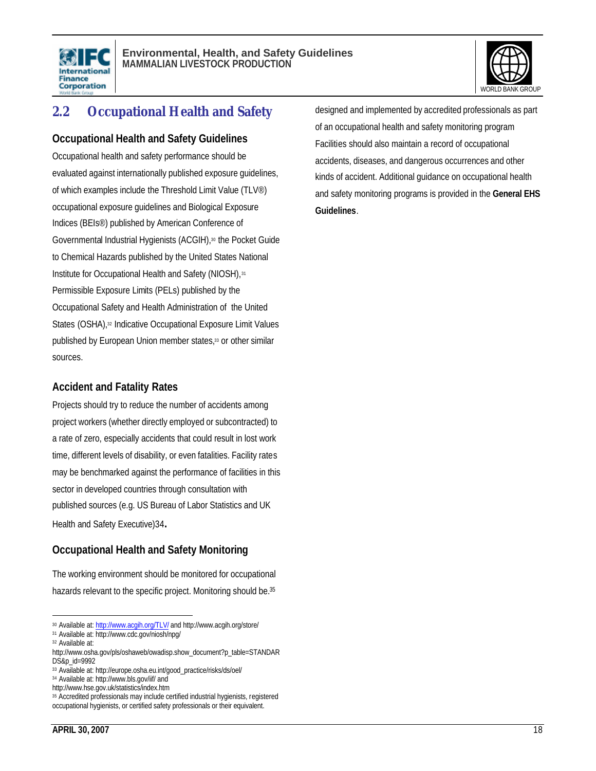## 2.2 Occupational Health and Safety

### Occupational Health and Safety Guidelines

Occupational health and safety performance should be evaluated against internationally published exposure guidelines, of which examples include the Threshold Limit Value (TLV®) occupational exposure guidelines and Biological Exposure Indices (BEIs®) published by American Conference of Governmental Industrial Hygienists (ACGIH),[30] the Pocket Guide to Chemical Hazards published by the United States National Institute for Occupational Health and Safety (NIOSH),[31] Permissible Exposure Limits (PELs) published by the Occupational Safety and Health Administration of the United States (OSHA),[32] Indicative Occupational Exposure Limit Values published by European Union member states,[33] or other similar sources.

### Accident and Fatality Rates

Projects should try to reduce the number of accidents among project workers (whether directly employed or subcontracted) to a rate of zero, especially accidents that could result in lost work time, different levels of disability, or even fatalities. Facility rates may be benchmarked against the performance of facilities in this sector in developed countries through consultation with published sources (e.g. US Bureau of Labor Statistics and UK Health and Safety Executive)34**.**

### Occupational Health and Safety Monitoring

The working environment should be monitored for occupational hazards relevant to the specific project. Monitoring should be.[35] designed and implemented by accredited professionals as part of an occupational health and safety monitoring program Facilities should also maintain a record of occupational accidents, diseases, and dangerous occurrences and other kinds of accident. Additional guidance on occupational health and safety monitoring programs is provided in the **General EHS Guidelines**.

---

[30] Available at: http://www.acgih.org/TLV/ and http://www.acgih.org/store/

[31] Available at: http://www.cdc.gov/niosh/npg/

[32] Available at: http://www.osha.gov/pls/oshaweb/owadisp.show_document?p_table=STANDARDS&p_id=9992

[33] Available at: http://europe.osha.eu.int/good_practice/risks/ds/oel/

[34] Available at: http://www.bls.gov/iif/ and http://www.hse.gov.uk/statistics/index.htm

[35] Accredited professionals may include certified industrial hygienists, registered occupational hygienists, or certified safety professionals or their equivalent.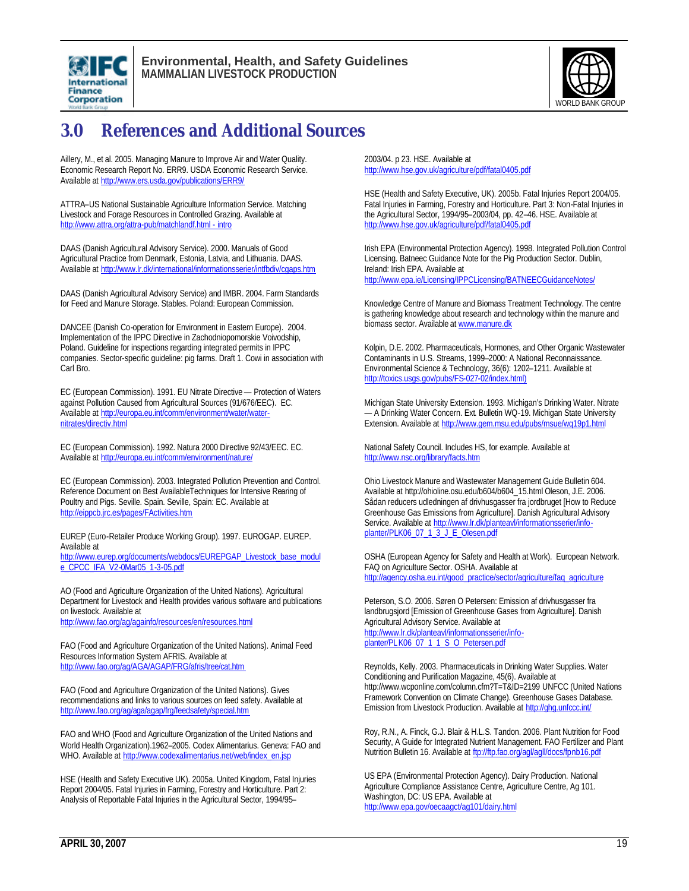# 3.0 References and Additional Sources

Aillery, M., et al. 2005. Managing Manure to Improve Air and Water Quality. Economic Research Report No. ERR9. USDA Economic Research Service. Available at http://www.ers.usda.gov/publications/ERR9/

ATTRA–US National Sustainable Agriculture Information Service. Matching Livestock and Forage Resources in Controlled Grazing. Available at http://www.attra.org/attra-pub/matchlandf.html - intro

DAAS (Danish Agricultural Advisory Service). 2000. Manuals of Good Agricultural Practice from Denmark, Estonia, Latvia, and Lithuania. DAAS. Available at http://www.lr.dk/international/informationsserier/intfbdiv/cgaps.htm

DAAS (Danish Agricultural Advisory Service) and IMBR. 2004. Farm Standards for Feed and Manure Storage. Stables. Poland: European Commission.

DANCEE (Danish Co-operation for Environment in Eastern Europe). 2004. Implementation of the IPPC Directive in Zachodniopomorskie Voivodship, Poland. Guideline for inspections regarding integrated permits in IPPC companies. Sector-specific guideline: pig farms. Draft 1. Cowi in association with Carl Bro.

EC (European Commission). 1991. EU Nitrate Directive — Protection of Waters against Pollution Caused from Agricultural Sources (91/676/EEC). EC. Available at http://europa.eu.int/comm/environment/water/water-nitrates/directiv.html

EC (European Commission). 1992. Natura 2000 Directive 92/43/EEC. EC. Available at http://europa.eu.int/comm/environment/nature/

EC (European Commission). 2003. Integrated Pollution Prevention and Control. Reference Document on Best AvailableTechniques for Intensive Rearing of Poultry and Pigs. Seville. Spain. Seville, Spain: EC. Available at http://eippcb.jrc.es/pages/FActivities.htm

EUREP (Euro-Retailer Produce Working Group). 1997. EUROGAP. EUREP. Available at http://www.eurep.org/documents/webdocs/EUREPGAP_Livestock_base_module_CPCC_IFA_V2-0Mar05_1-3-05.pdf

AO (Food and Agriculture Organization of the United Nations). Agricultural Department for Livestock and Health provides various software and publications on livestock. Available at http://www.fao.org/ag/againfo/resources/en/resources.html

FAO (Food and Agriculture Organization of the United Nations). Animal Feed Resources Information System AFRIS. Available at http://www.fao.org/ag/AGA/AGAP/FRG/afris/tree/cat.htm

FAO (Food and Agriculture Organization of the United Nations). Gives recommendations and links to various sources on feed safety. Available at http://www.fao.org/ag/aga/agap/frg/feedsafety/special.htm

FAO and WHO (Food and Agriculture Organization of the United Nations and World Health Organization).1962–2005. Codex Alimentarius. Geneva: FAO and WHO. Available at http://www.codexalimentarius.net/web/index_en.jsp

HSE (Health and Safety Executive UK). 2005a. United Kingdom, Fatal Injuries Report 2004/05. Fatal Injuries in Farming, Forestry and Horticulture. Part 2: Analysis of Reportable Fatal Injuries in the Agricultural Sector, 1994/95–2003/04. p 23. HSE. Available at http://www.hse.gov.uk/agriculture/pdf/fatal0405.pdf

HSE (Health and Safety Executive, UK). 2005b. Fatal Injuries Report 2004/05. Fatal Injuries in Farming, Forestry and Horticulture. Part 3: Non-Fatal Injuries in the Agricultural Sector, 1994/95–2003/04, pp. 42–46. HSE. Available at http://www.hse.gov.uk/agriculture/pdf/fatal0405.pdf

Irish EPA (Environmental Protection Agency). 1998. Integrated Pollution Control Licensing. Batneec Guidance Note for the Pig Production Sector. Dublin, Ireland: Irish EPA. Available at http://www.epa.ie/Licensing/IPPCLicensing/BATNEECGuidanceNotes/

Knowledge Centre of Manure and Biomass Treatment Technology. The centre is gathering knowledge about research and technology within the manure and biomass sector. Available at www.manure.dk

Kolpin, D.E. 2002. Pharmaceuticals, Hormones, and Other Organic Wastewater Contaminants in U.S. Streams, 1999–2000: A National Reconnaissance. Environmental Science & Technology, 36(6): 1202–1211. Available at http://toxics.usgs.gov/pubs/FS-027-02/index.html)

Michigan State University Extension. 1993. Michigan's Drinking Water. Nitrate — A Drinking Water Concern. Ext. Bulletin WQ-19. Michigan State University Extension. Available at http://www.gem.msu.edu/pubs/msue/wq19p1.html

National Safety Council. Includes HS, for example. Available at http://www.nsc.org/library/facts.htm

Ohio Livestock Manure and Wastewater Management Guide Bulletin 604. Available at http://ohioline.osu.edu/b604/b604_15.html Oleson, J.E. 2006. Sådan reducers udledningen af drivhusgasser fra jordbruget [How to Reduce Greenhouse Gas Emissions from Agriculture]. Danish Agricultural Advisory Service. Available at http://www.lr.dk/planteavl/informationsserier/info-planter/PLK06_07_1_3_J_E_Olesen.pdf

OSHA (European Agency for Safety and Health at Work). European Network. FAQ on Agriculture Sector. OSHA. Available at http://agency.osha.eu.int/good_practice/sector/agriculture/faq_agriculture

Peterson, S.O. 2006. Søren O Petersen: Emission af drivhusgasser fra landbrugsjord [Emission of Greenhouse Gases from Agriculture]. Danish Agricultural Advisory Service. Available at http://www.lr.dk/planteavl/informationsserier/info-planter/PLK06_07_1_1_S_O_Petersen.pdf

Reynolds, Kelly. 2003. Pharmaceuticals in Drinking Water Supplies. Water Conditioning and Purification Magazine, 45(6). Available at http://www.wcponline.com/column.cfm?T=T&ID=2199 UNFCC (United Nations Framework Convention on Climate Change). Greenhouse Gases Database. Emission from Livestock Production. Available at http://ghg.unfccc.int/

Roy, R.N., A. Finck, G.J. Blair & H.L.S. Tandon. 2006. Plant Nutrition for Food Security, A Guide for Integrated Nutrient Management. FAO Fertilizer and Plant Nutrition Bulletin 16. Available at ftp://ftp.fao.org/agl/agll/docs/fpnb16.pdf

US EPA (Environmental Protection Agency). Dairy Production. National Agriculture Compliance Assistance Centre, Agriculture Centre, Ag 101. Washington, DC: US EPA. Available at http://www.epa.gov/oecaagct/ag101/dairy.html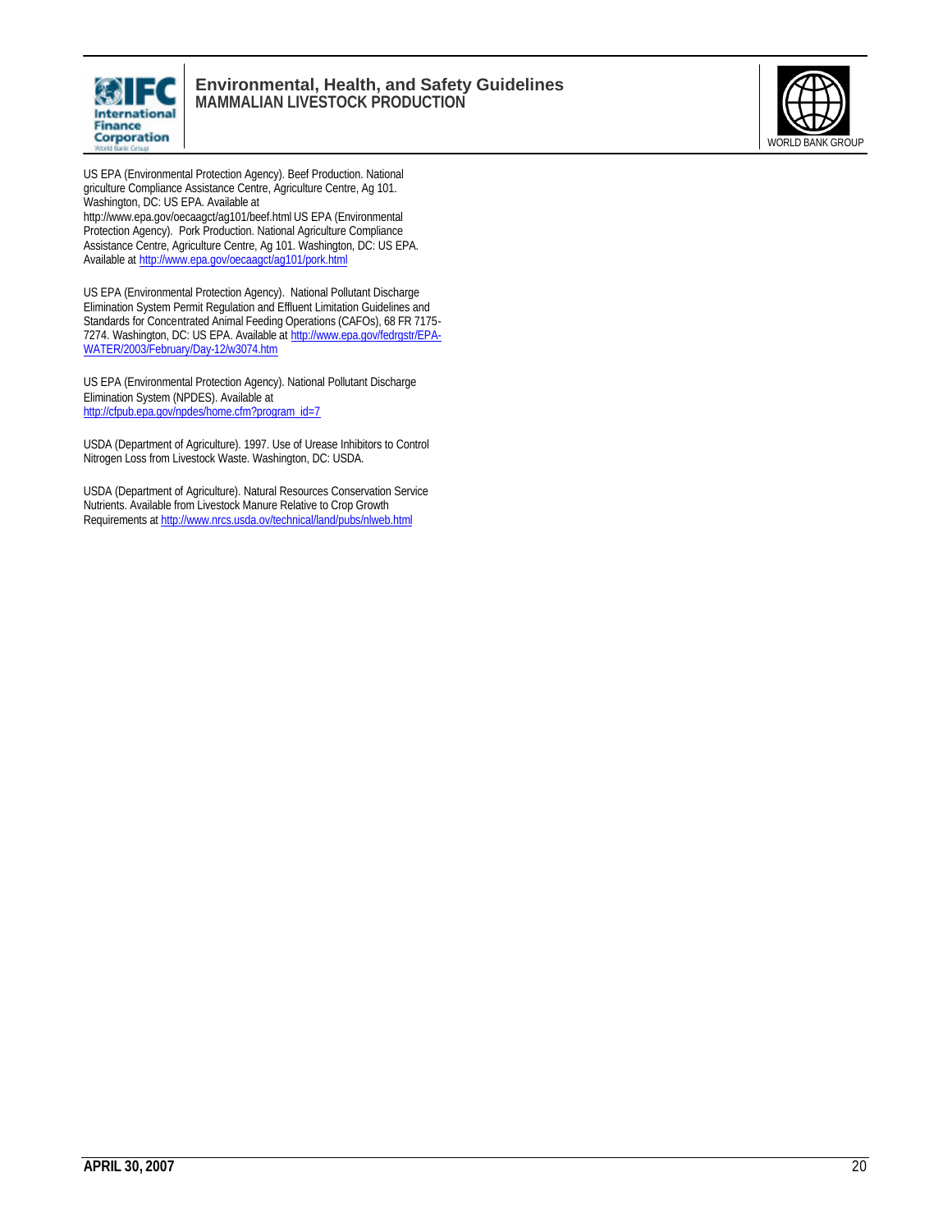US EPA (Environmental Protection Agency). Beef Production. National griculture Compliance Assistance Centre, Agriculture Centre, Ag 101. Washington, DC: US EPA. Available at http://www.epa.gov/oecaagct/ag101/beef.html US EPA (Environmental Protection Agency). Pork Production. National Agriculture Compliance Assistance Centre, Agriculture Centre, Ag 101. Washington, DC: US EPA. Available at http://www.epa.gov/oecaagct/ag101/pork.html

US EPA (Environmental Protection Agency). National Pollutant Discharge Elimination System Permit Regulation and Effluent Limitation Guidelines and Standards for Concentrated Animal Feeding Operations (CAFOs), 68 FR 7175-7274. Washington, DC: US EPA. Available at http://www.epa.gov/fedrgstr/EPA-WATER/2003/February/Day-12/w3074.htm

US EPA (Environmental Protection Agency). National Pollutant Discharge Elimination System (NPDES). Available at http://cfpub.epa.gov/npdes/home.cfm?program_id=7

USDA (Department of Agriculture). 1997. Use of Urease Inhibitors to Control Nitrogen Loss from Livestock Waste. Washington, DC: USDA.

USDA (Department of Agriculture). Natural Resources Conservation Service Nutrients. Available from Livestock Manure Relative to Crop Growth Requirements at http://www.nrcs.usda.ov/technical/land/pubs/nlweb.html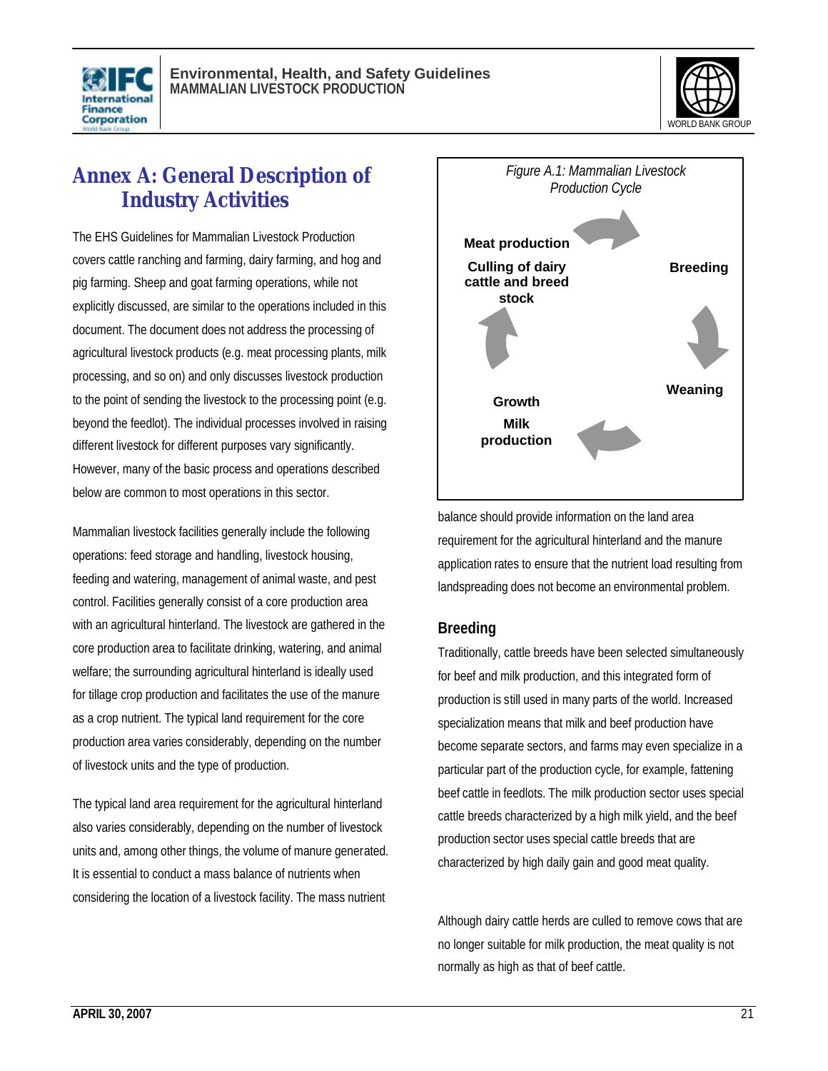# Annex A: General Description of Industry Activities

The EHS Guidelines for Mammalian Livestock Production covers cattle ranching and farming, dairy farming, and hog and pig farming. Sheep and goat farming operations, while not explicitly discussed, are similar to the operations included in this document. The document does not address the processing of agricultural livestock products (e.g. meat processing plants, milk processing, and so on) and only discusses livestock production to the point of sending the livestock to the processing point (e.g. beyond the feedlot). The individual processes involved in raising different livestock for different purposes vary significantly. However, many of the basic process and operations described below are common to most operations in this sector.

Mammalian livestock facilities generally include the following operations: feed storage and handling, livestock housing, feeding and watering, management of animal waste, and pest control. Facilities generally consist of a core production area with an agricultural hinterland. The livestock are gathered in the core production area to facilitate drinking, watering, and animal welfare; the surrounding agricultural hinterland is ideally used for tillage crop production and facilitates the use of the manure as a crop nutrient. The typical land requirement for the core production area varies considerably, depending on the number of livestock units and the type of production.

The typical land area requirement for the agricultural hinterland also varies considerably, depending on the number of livestock units and, among other things, the volume of manure generated. It is essential to conduct a mass balance of nutrients when considering the location of a livestock facility. The mass nutrient balance should provide information on the land area requirement for the agricultural hinterland and the manure application rates to ensure that the nutrient load resulting from landspreading does not become an environmental problem.

*Figure A.1: Mammalian Livestock Production Cycle*

Breeding → Weaning → Growth / Milk production → Meat production / Culling of dairy cattle and breed stock → Breeding

## Breeding

Traditionally, cattle breeds have been selected simultaneously for beef and milk production, and this integrated form of production is still used in many parts of the world. Increased specialization means that milk and beef production have become separate sectors, and farms may even specialize in a particular part of the production cycle, for example, fattening beef cattle in feedlots. The milk production sector uses special cattle breeds characterized by a high milk yield, and the beef production sector uses special cattle breeds that are characterized by high daily gain and good meat quality.

Although dairy cattle herds are culled to remove cows that are no longer suitable for milk production, the meat quality is not normally as high as that of beef cattle.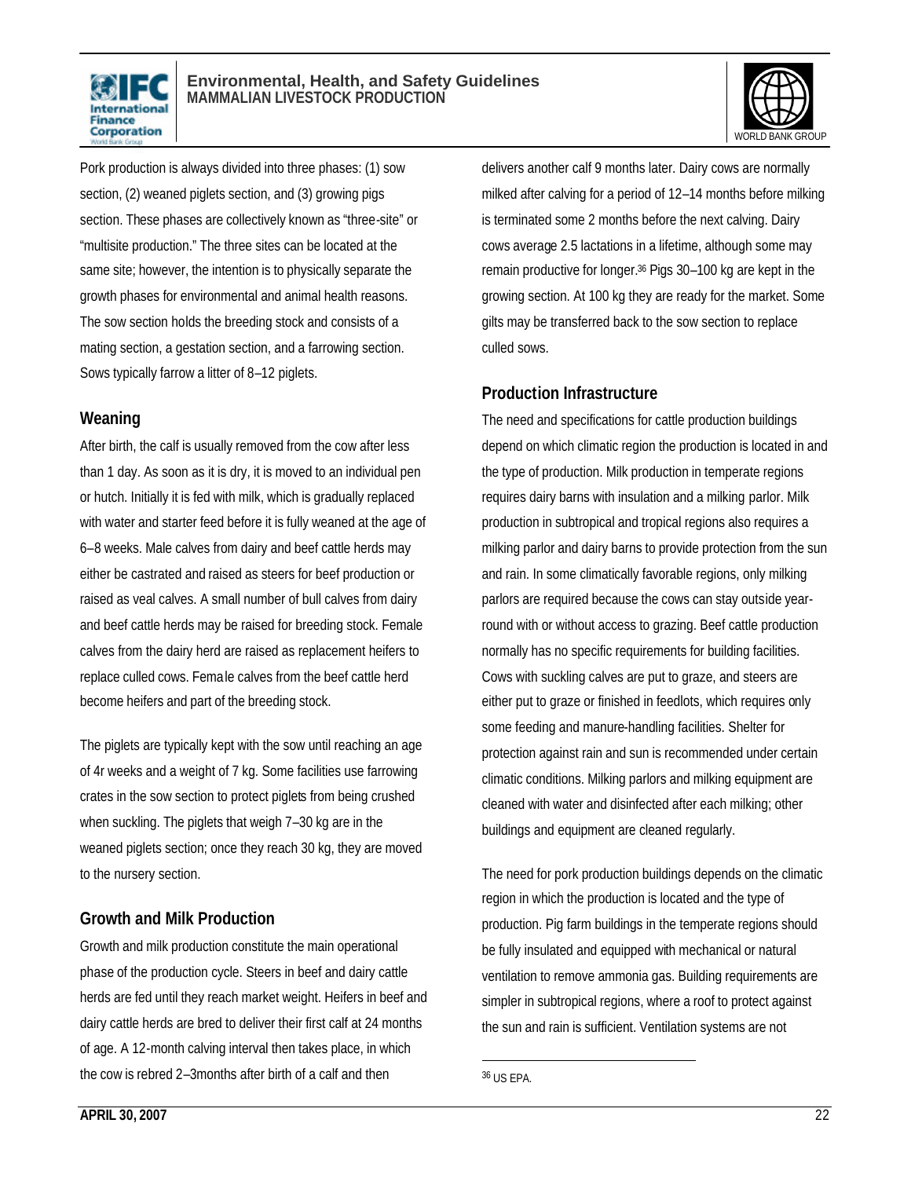Pork production is always divided into three phases: (1) sow section, (2) weaned piglets section, and (3) growing pigs section. These phases are collectively known as "three-site" or "multisite production." The three sites can be located at the same site; however, the intention is to physically separate the growth phases for environmental and animal health reasons. The sow section holds the breeding stock and consists of a mating section, a gestation section, and a farrowing section. Sows typically farrow a litter of 8–12 piglets.

## Weaning

After birth, the calf is usually removed from the cow after less than 1 day. As soon as it is dry, it is moved to an individual pen or hutch. Initially it is fed with milk, which is gradually replaced with water and starter feed before it is fully weaned at the age of 6–8 weeks. Male calves from dairy and beef cattle herds may either be castrated and raised as steers for beef production or raised as veal calves. A small number of bull calves from dairy and beef cattle herds may be raised for breeding stock. Female calves from the dairy herd are raised as replacement heifers to replace culled cows. Female calves from the beef cattle herd become heifers and part of the breeding stock.

The piglets are typically kept with the sow until reaching an age of 4r weeks and a weight of 7 kg. Some facilities use farrowing crates in the sow section to protect piglets from being crushed when suckling. The piglets that weigh 7–30 kg are in the weaned piglets section; once they reach 30 kg, they are moved to the nursery section.

## Growth and Milk Production

Growth and milk production constitute the main operational phase of the production cycle. Steers in beef and dairy cattle herds are fed until they reach market weight. Heifers in beef and dairy cattle herds are bred to deliver their first calf at 24 months of age. A 12-month calving interval then takes place, in which the cow is rebred 2–3months after birth of a calf and then delivers another calf 9 months later. Dairy cows are normally milked after calving for a period of 12–14 months before milking is terminated some 2 months before the next calving. Dairy cows average 2.5 lactations in a lifetime, although some may remain productive for longer.[36] Pigs 30–100 kg are kept in the growing section. At 100 kg they are ready for the market. Some gilts may be transferred back to the sow section to replace culled sows.

## Production Infrastructure

The need and specifications for cattle production buildings depend on which climatic region the production is located in and the type of production. Milk production in temperate regions requires dairy barns with insulation and a milking parlor. Milk production in subtropical and tropical regions also requires a milking parlor and dairy barns to provide protection from the sun and rain. In some climatically favorable regions, only milking parlors are required because the cows can stay outside year-round with or without access to grazing. Beef cattle production normally has no specific requirements for building facilities. Cows with suckling calves are put to graze, and steers are either put to graze or finished in feedlots, which requires only some feeding and manure-handling facilities. Shelter for protection against rain and sun is recommended under certain climatic conditions. Milking parlors and milking equipment are cleaned with water and disinfected after each milking; other buildings and equipment are cleaned regularly.

The need for pork production buildings depends on the climatic region in which the production is located and the type of production. Pig farm buildings in the temperate regions should be fully insulated and equipped with mechanical or natural ventilation to remove ammonia gas. Building requirements are simpler in subtropical regions, where a roof to protect against the sun and rain is sufficient. Ventilation systems are not

[36] US EPA.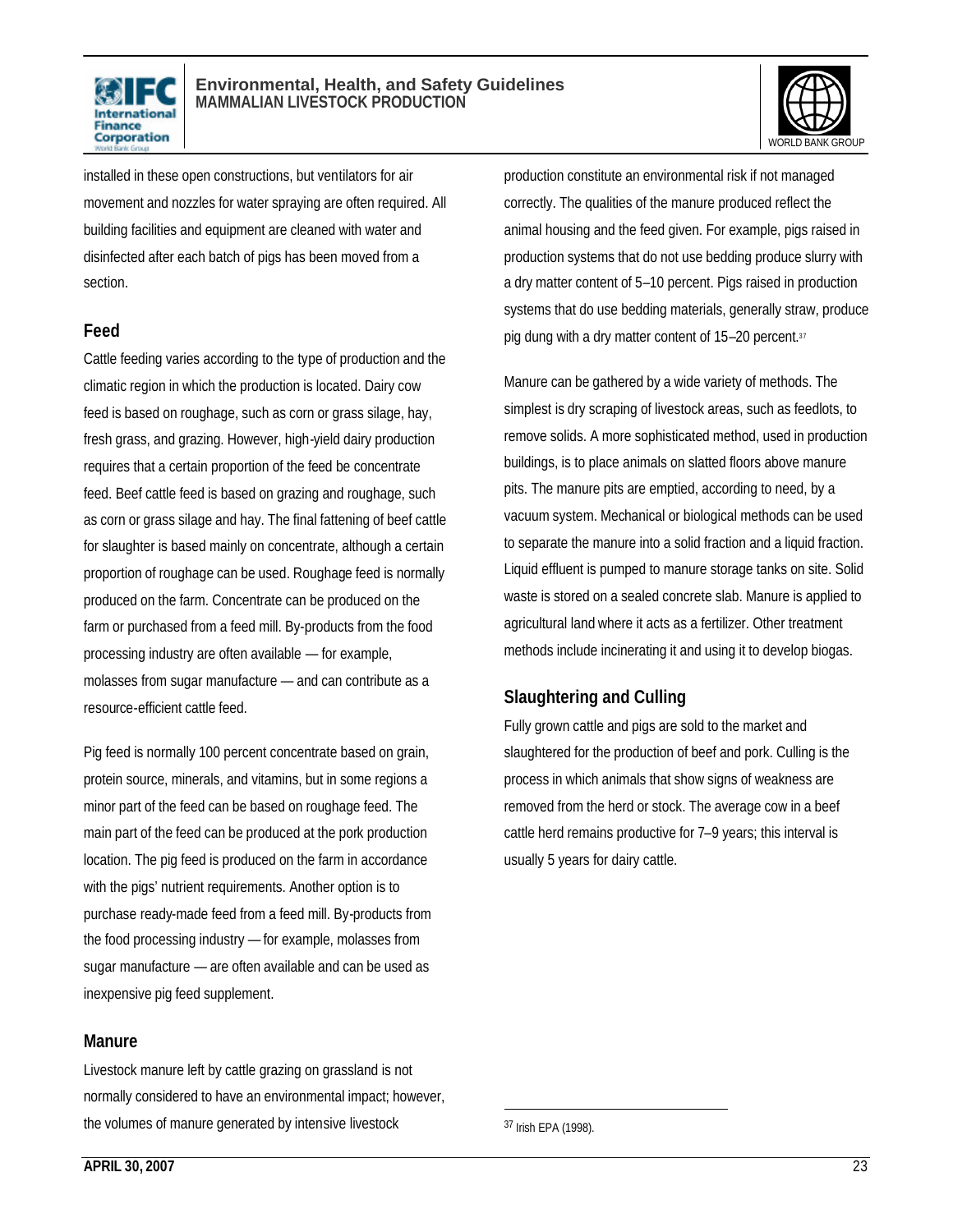installed in these open constructions, but ventilators for air movement and nozzles for water spraying are often required. All building facilities and equipment are cleaned with water and disinfected after each batch of pigs has been moved from a section.

### Feed

Cattle feeding varies according to the type of production and the climatic region in which the production is located. Dairy cow feed is based on roughage, such as corn or grass silage, hay, fresh grass, and grazing. However, high-yield dairy production requires that a certain proportion of the feed be concentrate feed. Beef cattle feed is based on grazing and roughage, such as corn or grass silage and hay. The final fattening of beef cattle for slaughter is based mainly on concentrate, although a certain proportion of roughage can be used. Roughage feed is normally produced on the farm. Concentrate can be produced on the farm or purchased from a feed mill. By-products from the food processing industry are often available — for example, molasses from sugar manufacture — and can contribute as a resource-efficient cattle feed.

Pig feed is normally 100 percent concentrate based on grain, protein source, minerals, and vitamins, but in some regions a minor part of the feed can be based on roughage feed. The main part of the feed can be produced at the pork production location. The pig feed is produced on the farm in accordance with the pigs' nutrient requirements. Another option is to purchase ready-made feed from a feed mill. By-products from the food processing industry — for example, molasses from sugar manufacture — are often available and can be used as inexpensive pig feed supplement.

### Manure

Livestock manure left by cattle grazing on grassland is not normally considered to have an environmental impact; however, the volumes of manure generated by intensive livestock production constitute an environmental risk if not managed correctly. The qualities of the manure produced reflect the animal housing and the feed given. For example, pigs raised in production systems that do not use bedding produce slurry with a dry matter content of 5–10 percent. Pigs raised in production systems that do use bedding materials, generally straw, produce pig dung with a dry matter content of 15–20 percent.[37]

Manure can be gathered by a wide variety of methods. The simplest is dry scraping of livestock areas, such as feedlots, to remove solids. A more sophisticated method, used in production buildings, is to place animals on slatted floors above manure pits. The manure pits are emptied, according to need, by a vacuum system. Mechanical or biological methods can be used to separate the manure into a solid fraction and a liquid fraction. Liquid effluent is pumped to manure storage tanks on site. Solid waste is stored on a sealed concrete slab. Manure is applied to agricultural land where it acts as a fertilizer. Other treatment methods include incinerating it and using it to develop biogas.

### Slaughtering and Culling

Fully grown cattle and pigs are sold to the market and slaughtered for the production of beef and pork. Culling is the process in which animals that show signs of weakness are removed from the herd or stock. The average cow in a beef cattle herd remains productive for 7–9 years; this interval is usually 5 years for dairy cattle.

---

[37] Irish EPA (1998).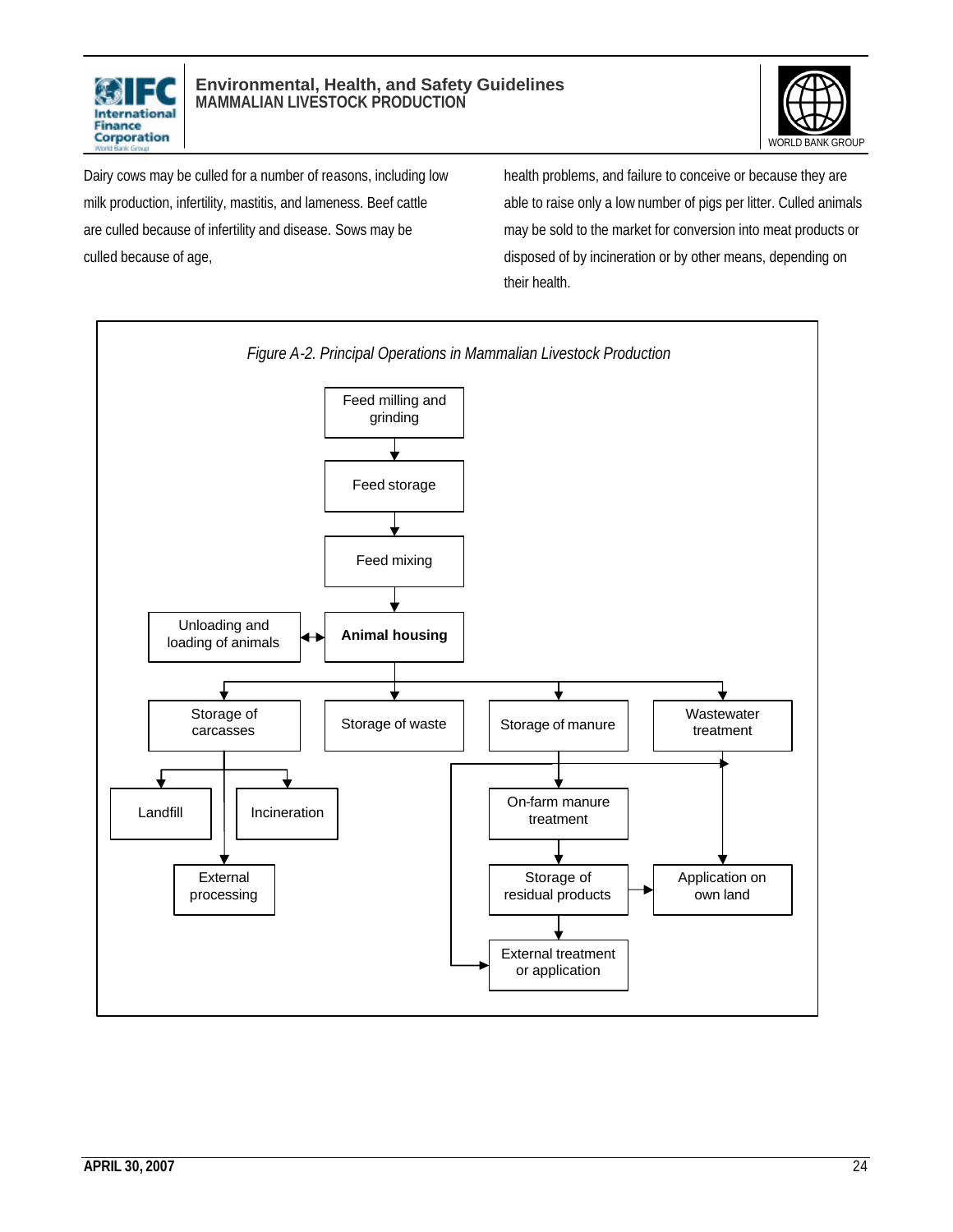Dairy cows may be culled for a number of reasons, including low milk production, infertility, mastitis, and lameness. Beef cattle are culled because of infertility and disease. Sows may be culled because of age, health problems, and failure to conceive or because they are able to raise only a low number of pigs per litter. Culled animals may be sold to the market for conversion into meat products or disposed of by incineration or by other means, depending on their health.

*Figure A-2. Principal Operations in Mammalian Livestock Production*

Feed milling and grinding

Feed storage

Feed mixing

Unloading and loading of animals

**Animal housing**

Storage of carcasses

Storage of waste

Storage of manure

Wastewater treatment

Landfill

Incineration

External processing

On-farm manure treatment

Storage of residual products

Application on own land

External treatment or application